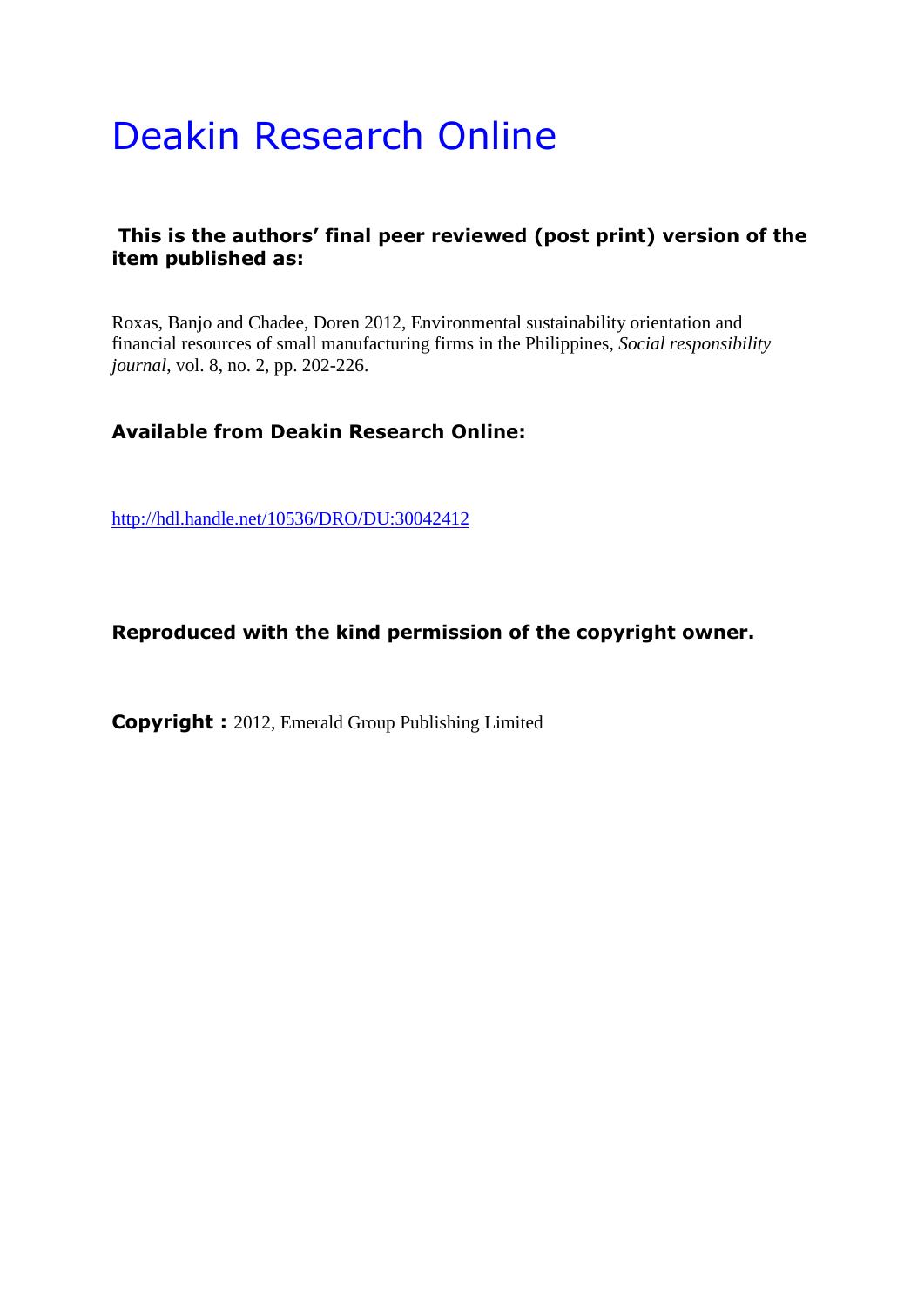# Deakin Research Online

**This is the authors' final peer reviewed (post print) version of the item published as:**

Roxas, Banjo and Chadee, Doren 2012, Environmental sustainability orientation and financial resources of small manufacturing firms in the Philippines, *Social responsibility journal*, vol. 8, no. 2, pp. 202-226.

**Available from Deakin Research Online:**

http://hdl.handle.net/10536/DRO/DU:30042412

**Reproduced with the kind permission of the copyright owner.**

**Copyright :** 2012, Emerald Group Publishing Limited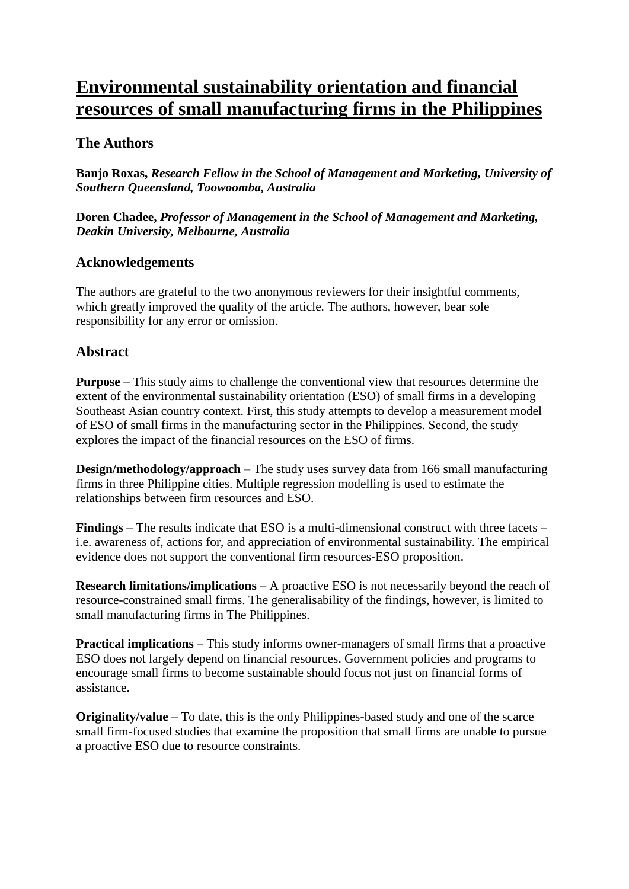# Environmental sustainability orientation and financial resources of small manufacturing firms in the Philippines

## The Authors

**Banjo Roxas,** ***Research Fellow in the School of Management and Marketing, University of Southern Queensland, Toowoomba, Australia***

**Doren Chadee,** ***Professor of Management in the School of Management and Marketing, Deakin University, Melbourne, Australia***

## Acknowledgements

The authors are grateful to the two anonymous reviewers for their insightful comments, which greatly improved the quality of the article. The authors, however, bear sole responsibility for any error or omission.

## Abstract

**Purpose** – This study aims to challenge the conventional view that resources determine the extent of the environmental sustainability orientation (ESO) of small firms in a developing Southeast Asian country context. First, this study attempts to develop a measurement model of ESO of small firms in the manufacturing sector in the Philippines. Second, the study explores the impact of the financial resources on the ESO of firms.

**Design/methodology/approach** – The study uses survey data from 166 small manufacturing firms in three Philippine cities. Multiple regression modelling is used to estimate the relationships between firm resources and ESO.

**Findings** – The results indicate that ESO is a multi-dimensional construct with three facets – i.e. awareness of, actions for, and appreciation of environmental sustainability. The empirical evidence does not support the conventional firm resources-ESO proposition.

**Research limitations/implications** – A proactive ESO is not necessarily beyond the reach of resource-constrained small firms. The generalisability of the findings, however, is limited to small manufacturing firms in The Philippines.

**Practical implications** – This study informs owner-managers of small firms that a proactive ESO does not largely depend on financial resources. Government policies and programs to encourage small firms to become sustainable should focus not just on financial forms of assistance.

**Originality/value** – To date, this is the only Philippines-based study and one of the scarce small firm-focused studies that examine the proposition that small firms are unable to pursue a proactive ESO due to resource constraints.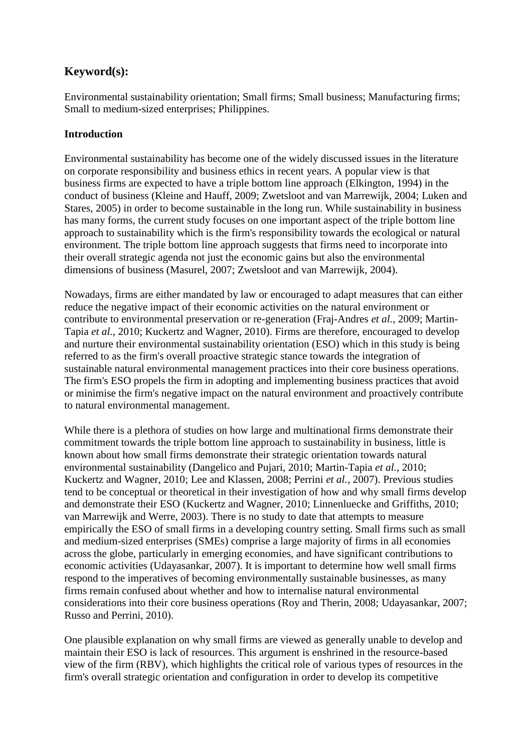## Keyword(s):

Environmental sustainability orientation; Small firms; Small business; Manufacturing firms; Small to medium-sized enterprises; Philippines.

**Introduction**

Environmental sustainability has become one of the widely discussed issues in the literature on corporate responsibility and business ethics in recent years. A popular view is that business firms are expected to have a triple bottom line approach (Elkington, 1994) in the conduct of business (Kleine and Hauff, 2009; Zwetsloot and van Marrewijk, 2004; Luken and Stares, 2005) in order to become sustainable in the long run. While sustainability in business has many forms, the current study focuses on one important aspect of the triple bottom line approach to sustainability which is the firm's responsibility towards the ecological or natural environment. The triple bottom line approach suggests that firms need to incorporate into their overall strategic agenda not just the economic gains but also the environmental dimensions of business (Masurel, 2007; Zwetsloot and van Marrewijk, 2004).

Nowadays, firms are either mandated by law or encouraged to adapt measures that can either reduce the negative impact of their economic activities on the natural environment or contribute to environmental preservation or re-generation (Fraj-Andres *et al.*, 2009; Martin-Tapia *et al.*, 2010; Kuckertz and Wagner, 2010). Firms are therefore, encouraged to develop and nurture their environmental sustainability orientation (ESO) which in this study is being referred to as the firm's overall proactive strategic stance towards the integration of sustainable natural environmental management practices into their core business operations. The firm's ESO propels the firm in adopting and implementing business practices that avoid or minimise the firm's negative impact on the natural environment and proactively contribute to natural environmental management.

While there is a plethora of studies on how large and multinational firms demonstrate their commitment towards the triple bottom line approach to sustainability in business, little is known about how small firms demonstrate their strategic orientation towards natural environmental sustainability (Dangelico and Pujari, 2010; Martin-Tapia *et al.*, 2010; Kuckertz and Wagner, 2010; Lee and Klassen, 2008; Perrini *et al.*, 2007). Previous studies tend to be conceptual or theoretical in their investigation of how and why small firms develop and demonstrate their ESO (Kuckertz and Wagner, 2010; Linnenluecke and Griffiths, 2010; van Marrewijk and Werre, 2003). There is no study to date that attempts to measure empirically the ESO of small firms in a developing country setting. Small firms such as small and medium-sized enterprises (SMEs) comprise a large majority of firms in all economies across the globe, particularly in emerging economies, and have significant contributions to economic activities (Udayasankar, 2007). It is important to determine how well small firms respond to the imperatives of becoming environmentally sustainable businesses, as many firms remain confused about whether and how to internalise natural environmental considerations into their core business operations (Roy and Therin, 2008; Udayasankar, 2007; Russo and Perrini, 2010).

One plausible explanation on why small firms are viewed as generally unable to develop and maintain their ESO is lack of resources. This argument is enshrined in the resource-based view of the firm (RBV), which highlights the critical role of various types of resources in the firm's overall strategic orientation and configuration in order to develop its competitive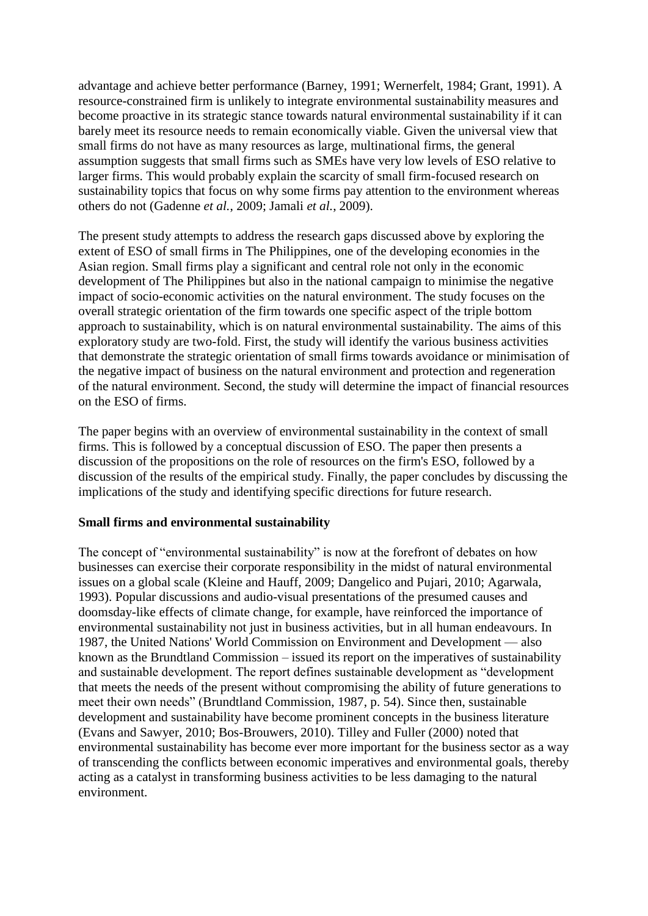advantage and achieve better performance (Barney, 1991; Wernerfelt, 1984; Grant, 1991). A resource-constrained firm is unlikely to integrate environmental sustainability measures and become proactive in its strategic stance towards natural environmental sustainability if it can barely meet its resource needs to remain economically viable. Given the universal view that small firms do not have as many resources as large, multinational firms, the general assumption suggests that small firms such as SMEs have very low levels of ESO relative to larger firms. This would probably explain the scarcity of small firm-focused research on sustainability topics that focus on why some firms pay attention to the environment whereas others do not (Gadenne *et al.*, 2009; Jamali *et al.*, 2009).

The present study attempts to address the research gaps discussed above by exploring the extent of ESO of small firms in The Philippines, one of the developing economies in the Asian region. Small firms play a significant and central role not only in the economic development of The Philippines but also in the national campaign to minimise the negative impact of socio-economic activities on the natural environment. The study focuses on the overall strategic orientation of the firm towards one specific aspect of the triple bottom approach to sustainability, which is on natural environmental sustainability. The aims of this exploratory study are two-fold. First, the study will identify the various business activities that demonstrate the strategic orientation of small firms towards avoidance or minimisation of the negative impact of business on the natural environment and protection and regeneration of the natural environment. Second, the study will determine the impact of financial resources on the ESO of firms.

The paper begins with an overview of environmental sustainability in the context of small firms. This is followed by a conceptual discussion of ESO. The paper then presents a discussion of the propositions on the role of resources on the firm's ESO, followed by a discussion of the results of the empirical study. Finally, the paper concludes by discussing the implications of the study and identifying specific directions for future research.

## Small firms and environmental sustainability

The concept of "environmental sustainability" is now at the forefront of debates on how businesses can exercise their corporate responsibility in the midst of natural environmental issues on a global scale (Kleine and Hauff, 2009; Dangelico and Pujari, 2010; Agarwala, 1993). Popular discussions and audio-visual presentations of the presumed causes and doomsday-like effects of climate change, for example, have reinforced the importance of environmental sustainability not just in business activities, but in all human endeavours. In 1987, the United Nations' World Commission on Environment and Development — also known as the Brundtland Commission – issued its report on the imperatives of sustainability and sustainable development. The report defines sustainable development as "development that meets the needs of the present without compromising the ability of future generations to meet their own needs" (Brundtland Commission, 1987, p. 54). Since then, sustainable development and sustainability have become prominent concepts in the business literature (Evans and Sawyer, 2010; Bos-Brouwers, 2010). Tilley and Fuller (2000) noted that environmental sustainability has become ever more important for the business sector as a way of transcending the conflicts between economic imperatives and environmental goals, thereby acting as a catalyst in transforming business activities to be less damaging to the natural environment.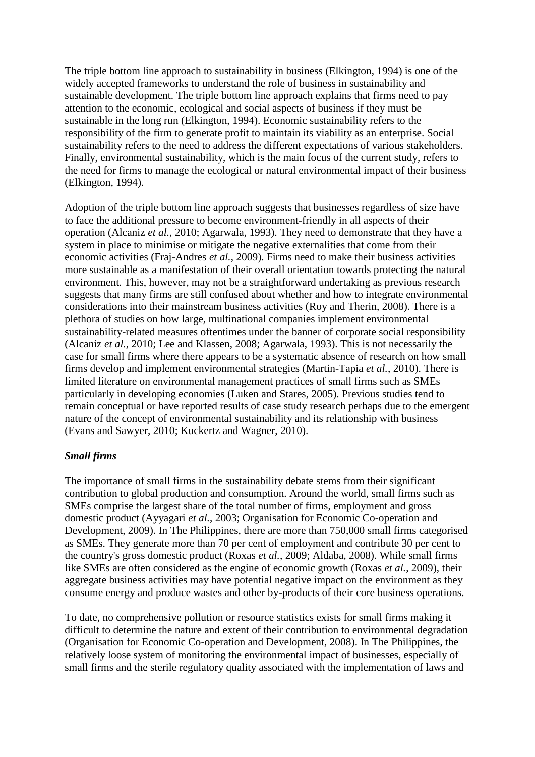The triple bottom line approach to sustainability in business (Elkington, 1994) is one of the widely accepted frameworks to understand the role of business in sustainability and sustainable development. The triple bottom line approach explains that firms need to pay attention to the economic, ecological and social aspects of business if they must be sustainable in the long run (Elkington, 1994). Economic sustainability refers to the responsibility of the firm to generate profit to maintain its viability as an enterprise. Social sustainability refers to the need to address the different expectations of various stakeholders. Finally, environmental sustainability, which is the main focus of the current study, refers to the need for firms to manage the ecological or natural environmental impact of their business (Elkington, 1994).

Adoption of the triple bottom line approach suggests that businesses regardless of size have to face the additional pressure to become environment-friendly in all aspects of their operation (Alcaniz *et al.*, 2010; Agarwala, 1993). They need to demonstrate that they have a system in place to minimise or mitigate the negative externalities that come from their economic activities (Fraj-Andres *et al.*, 2009). Firms need to make their business activities more sustainable as a manifestation of their overall orientation towards protecting the natural environment. This, however, may not be a straightforward undertaking as previous research suggests that many firms are still confused about whether and how to integrate environmental considerations into their mainstream business activities (Roy and Therin, 2008). There is a plethora of studies on how large, multinational companies implement environmental sustainability-related measures oftentimes under the banner of corporate social responsibility (Alcaniz *et al.*, 2010; Lee and Klassen, 2008; Agarwala, 1993). This is not necessarily the case for small firms where there appears to be a systematic absence of research on how small firms develop and implement environmental strategies (Martin-Tapia *et al.*, 2010). There is limited literature on environmental management practices of small firms such as SMEs particularly in developing economies (Luken and Stares, 2005). Previous studies tend to remain conceptual or have reported results of case study research perhaps due to the emergent nature of the concept of environmental sustainability and its relationship with business (Evans and Sawyer, 2010; Kuckertz and Wagner, 2010).

### *Small firms*

The importance of small firms in the sustainability debate stems from their significant contribution to global production and consumption. Around the world, small firms such as SMEs comprise the largest share of the total number of firms, employment and gross domestic product (Ayyagari *et al.*, 2003; Organisation for Economic Co-operation and Development, 2009). In The Philippines, there are more than 750,000 small firms categorised as SMEs. They generate more than 70 per cent of employment and contribute 30 per cent to the country's gross domestic product (Roxas *et al.*, 2009; Aldaba, 2008). While small firms like SMEs are often considered as the engine of economic growth (Roxas *et al.*, 2009), their aggregate business activities may have potential negative impact on the environment as they consume energy and produce wastes and other by-products of their core business operations.

To date, no comprehensive pollution or resource statistics exists for small firms making it difficult to determine the nature and extent of their contribution to environmental degradation (Organisation for Economic Co-operation and Development, 2008). In The Philippines, the relatively loose system of monitoring the environmental impact of businesses, especially of small firms and the sterile regulatory quality associated with the implementation of laws and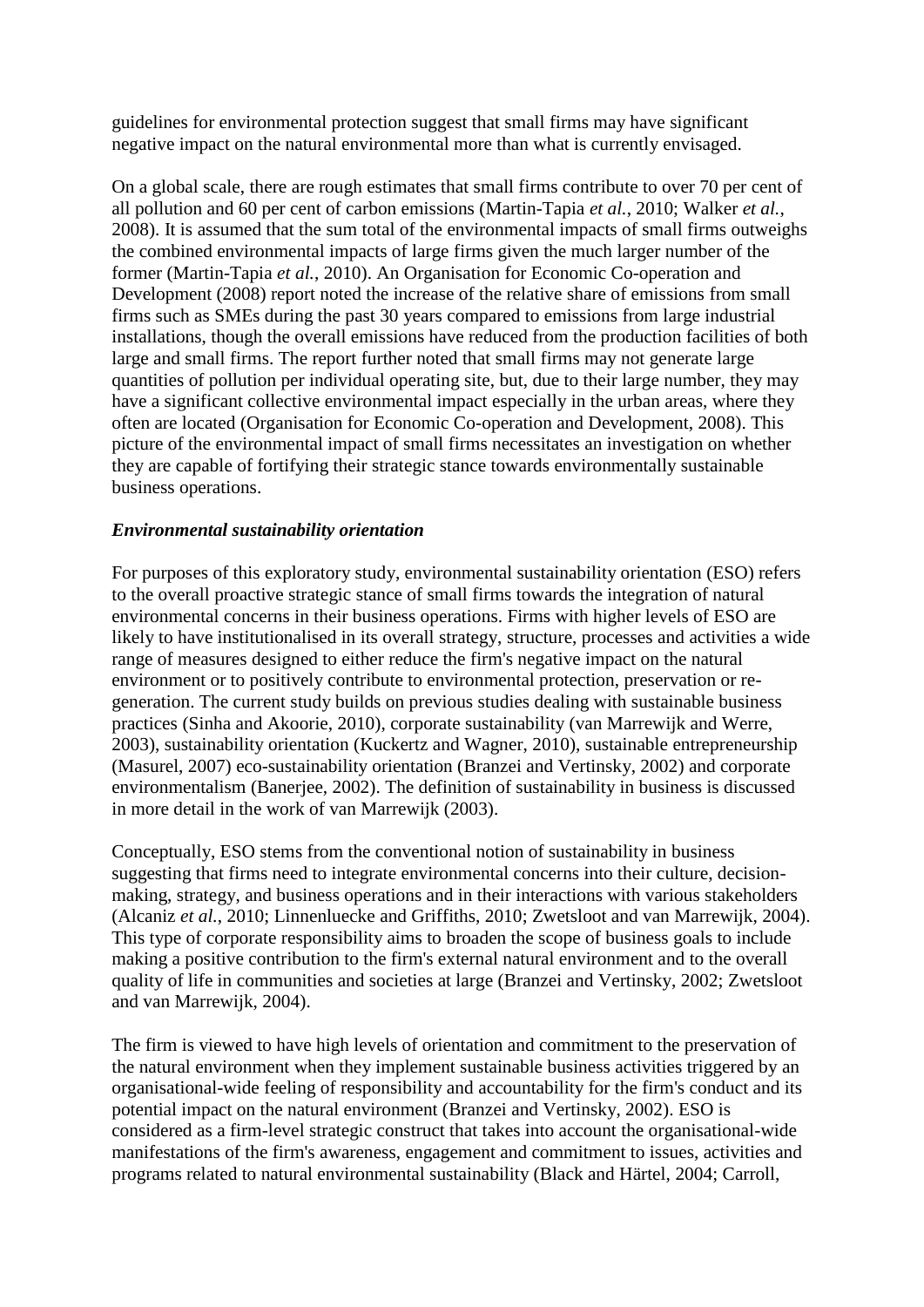guidelines for environmental protection suggest that small firms may have significant negative impact on the natural environmental more than what is currently envisaged.

On a global scale, there are rough estimates that small firms contribute to over 70 per cent of all pollution and 60 per cent of carbon emissions (Martin-Tapia *et al.*, 2010; Walker *et al.*, 2008). It is assumed that the sum total of the environmental impacts of small firms outweighs the combined environmental impacts of large firms given the much larger number of the former (Martin-Tapia *et al.*, 2010). An Organisation for Economic Co-operation and Development (2008) report noted the increase of the relative share of emissions from small firms such as SMEs during the past 30 years compared to emissions from large industrial installations, though the overall emissions have reduced from the production facilities of both large and small firms. The report further noted that small firms may not generate large quantities of pollution per individual operating site, but, due to their large number, they may have a significant collective environmental impact especially in the urban areas, where they often are located (Organisation for Economic Co-operation and Development, 2008). This picture of the environmental impact of small firms necessitates an investigation on whether they are capable of fortifying their strategic stance towards environmentally sustainable business operations.

### *Environmental sustainability orientation*

For purposes of this exploratory study, environmental sustainability orientation (ESO) refers to the overall proactive strategic stance of small firms towards the integration of natural environmental concerns in their business operations. Firms with higher levels of ESO are likely to have institutionalised in its overall strategy, structure, processes and activities a wide range of measures designed to either reduce the firm's negative impact on the natural environment or to positively contribute to environmental protection, preservation or re-generation. The current study builds on previous studies dealing with sustainable business practices (Sinha and Akoorie, 2010), corporate sustainability (van Marrewijk and Werre, 2003), sustainability orientation (Kuckertz and Wagner, 2010), sustainable entrepreneurship (Masurel, 2007) eco-sustainability orientation (Branzei and Vertinsky, 2002) and corporate environmentalism (Banerjee, 2002). The definition of sustainability in business is discussed in more detail in the work of van Marrewijk (2003).

Conceptually, ESO stems from the conventional notion of sustainability in business suggesting that firms need to integrate environmental concerns into their culture, decision-making, strategy, and business operations and in their interactions with various stakeholders (Alcaniz *et al.*, 2010; Linnenluecke and Griffiths, 2010; Zwetsloot and van Marrewijk, 2004). This type of corporate responsibility aims to broaden the scope of business goals to include making a positive contribution to the firm's external natural environment and to the overall quality of life in communities and societies at large (Branzei and Vertinsky, 2002; Zwetsloot and van Marrewijk, 2004).

The firm is viewed to have high levels of orientation and commitment to the preservation of the natural environment when they implement sustainable business activities triggered by an organisational-wide feeling of responsibility and accountability for the firm's conduct and its potential impact on the natural environment (Branzei and Vertinsky, 2002). ESO is considered as a firm-level strategic construct that takes into account the organisational-wide manifestations of the firm's awareness, engagement and commitment to issues, activities and programs related to natural environmental sustainability (Black and Härtel, 2004; Carroll,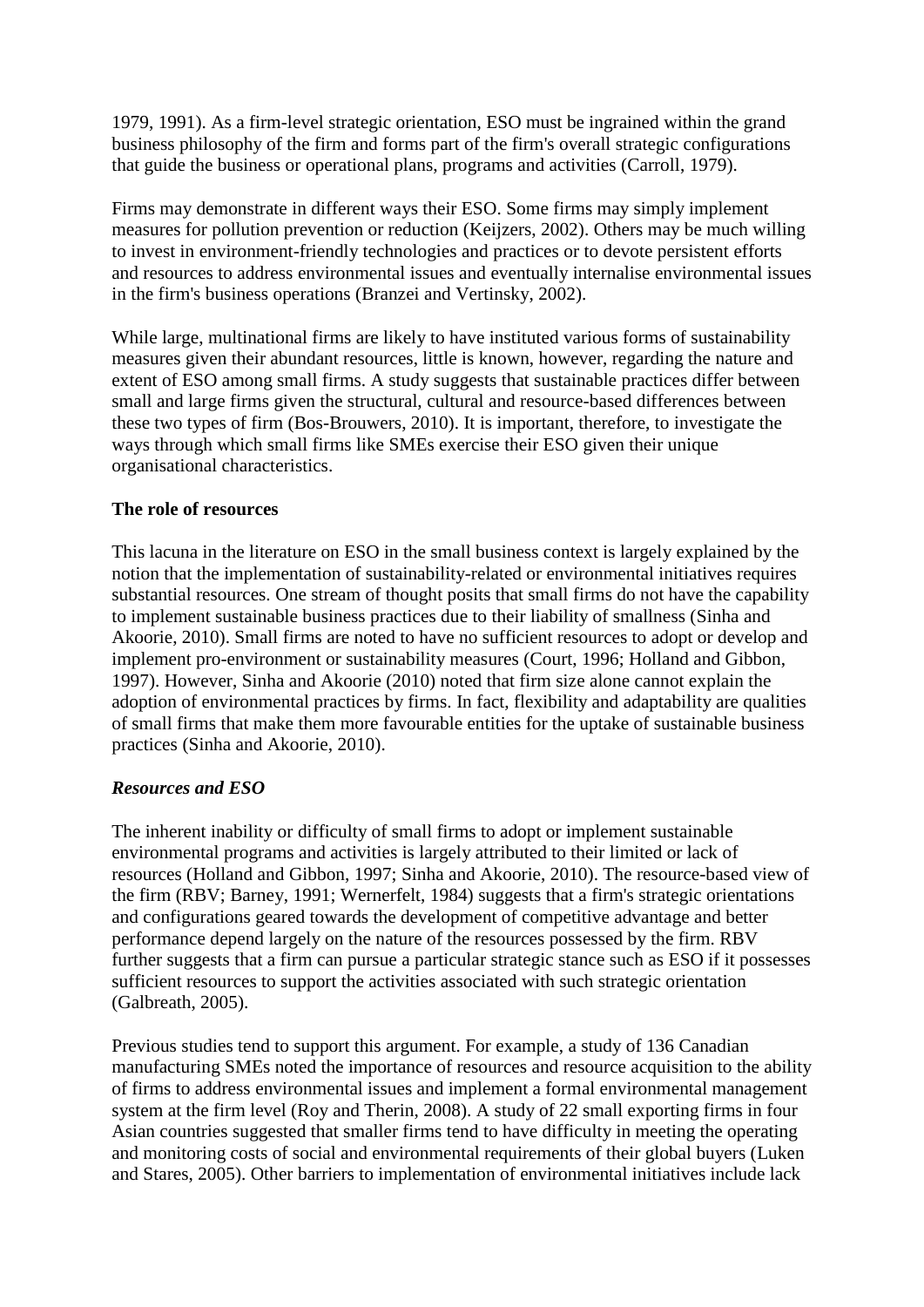1979, 1991). As a firm-level strategic orientation, ESO must be ingrained within the grand business philosophy of the firm and forms part of the firm's overall strategic configurations that guide the business or operational plans, programs and activities (Carroll, 1979).

Firms may demonstrate in different ways their ESO. Some firms may simply implement measures for pollution prevention or reduction (Keijzers, 2002). Others may be much willing to invest in environment-friendly technologies and practices or to devote persistent efforts and resources to address environmental issues and eventually internalise environmental issues in the firm's business operations (Branzei and Vertinsky, 2002).

While large, multinational firms are likely to have instituted various forms of sustainability measures given their abundant resources, little is known, however, regarding the nature and extent of ESO among small firms. A study suggests that sustainable practices differ between small and large firms given the structural, cultural and resource-based differences between these two types of firm (Bos-Brouwers, 2010). It is important, therefore, to investigate the ways through which small firms like SMEs exercise their ESO given their unique organisational characteristics.

**The role of resources**

This lacuna in the literature on ESO in the small business context is largely explained by the notion that the implementation of sustainability-related or environmental initiatives requires substantial resources. One stream of thought posits that small firms do not have the capability to implement sustainable business practices due to their liability of smallness (Sinha and Akoorie, 2010). Small firms are noted to have no sufficient resources to adopt or develop and implement pro-environment or sustainability measures (Court, 1996; Holland and Gibbon, 1997). However, Sinha and Akoorie (2010) noted that firm size alone cannot explain the adoption of environmental practices by firms. In fact, flexibility and adaptability are qualities of small firms that make them more favourable entities for the uptake of sustainable business practices (Sinha and Akoorie, 2010).

***Resources and ESO***

The inherent inability or difficulty of small firms to adopt or implement sustainable environmental programs and activities is largely attributed to their limited or lack of resources (Holland and Gibbon, 1997; Sinha and Akoorie, 2010). The resource-based view of the firm (RBV; Barney, 1991; Wernerfelt, 1984) suggests that a firm's strategic orientations and configurations geared towards the development of competitive advantage and better performance depend largely on the nature of the resources possessed by the firm. RBV further suggests that a firm can pursue a particular strategic stance such as ESO if it possesses sufficient resources to support the activities associated with such strategic orientation (Galbreath, 2005).

Previous studies tend to support this argument. For example, a study of 136 Canadian manufacturing SMEs noted the importance of resources and resource acquisition to the ability of firms to address environmental issues and implement a formal environmental management system at the firm level (Roy and Therin, 2008). A study of 22 small exporting firms in four Asian countries suggested that smaller firms tend to have difficulty in meeting the operating and monitoring costs of social and environmental requirements of their global buyers (Luken and Stares, 2005). Other barriers to implementation of environmental initiatives include lack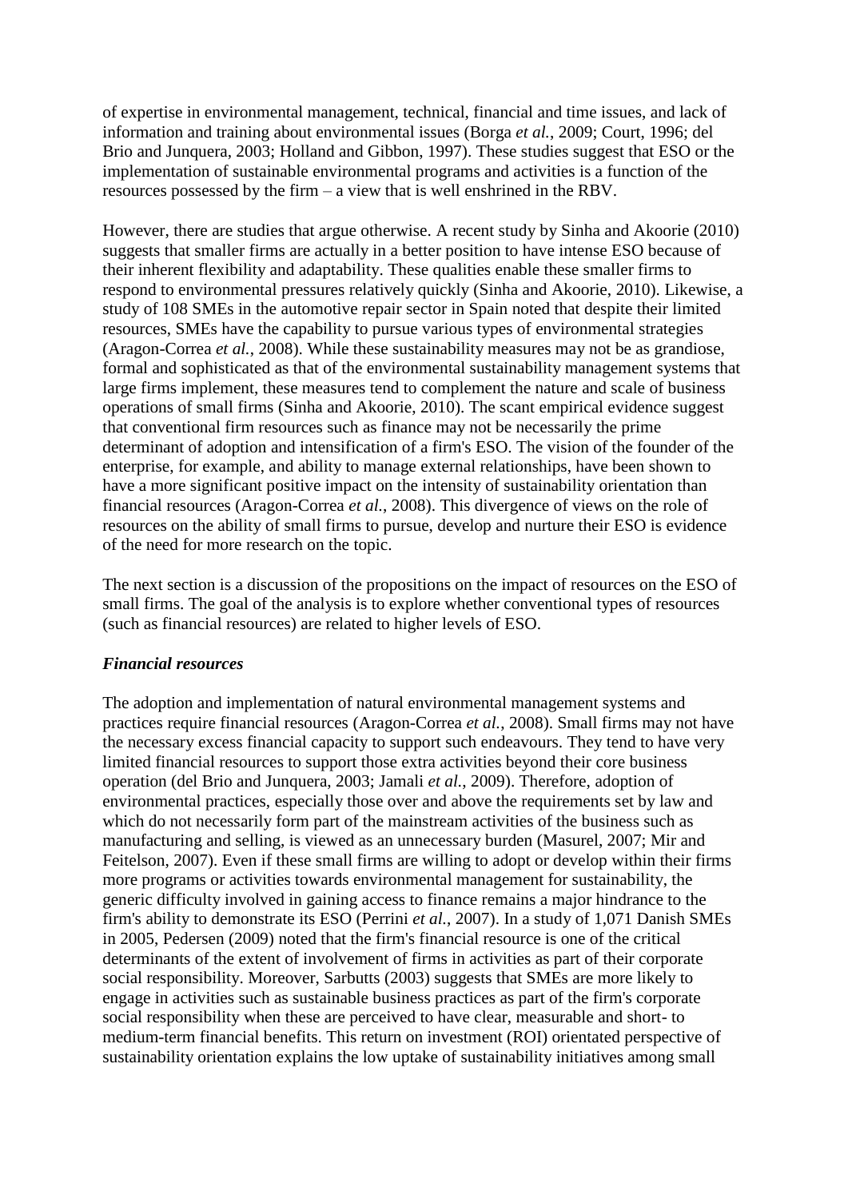of expertise in environmental management, technical, financial and time issues, and lack of information and training about environmental issues (Borga *et al.*, 2009; Court, 1996; del Brio and Junquera, 2003; Holland and Gibbon, 1997). These studies suggest that ESO or the implementation of sustainable environmental programs and activities is a function of the resources possessed by the firm – a view that is well enshrined in the RBV.

However, there are studies that argue otherwise. A recent study by Sinha and Akoorie (2010) suggests that smaller firms are actually in a better position to have intense ESO because of their inherent flexibility and adaptability. These qualities enable these smaller firms to respond to environmental pressures relatively quickly (Sinha and Akoorie, 2010). Likewise, a study of 108 SMEs in the automotive repair sector in Spain noted that despite their limited resources, SMEs have the capability to pursue various types of environmental strategies (Aragon-Correa *et al.*, 2008). While these sustainability measures may not be as grandiose, formal and sophisticated as that of the environmental sustainability management systems that large firms implement, these measures tend to complement the nature and scale of business operations of small firms (Sinha and Akoorie, 2010). The scant empirical evidence suggest that conventional firm resources such as finance may not be necessarily the prime determinant of adoption and intensification of a firm's ESO. The vision of the founder of the enterprise, for example, and ability to manage external relationships, have been shown to have a more significant positive impact on the intensity of sustainability orientation than financial resources (Aragon-Correa *et al.*, 2008). This divergence of views on the role of resources on the ability of small firms to pursue, develop and nurture their ESO is evidence of the need for more research on the topic.

The next section is a discussion of the propositions on the impact of resources on the ESO of small firms. The goal of the analysis is to explore whether conventional types of resources (such as financial resources) are related to higher levels of ESO.

### *Financial resources*

The adoption and implementation of natural environmental management systems and practices require financial resources (Aragon-Correa *et al.*, 2008). Small firms may not have the necessary excess financial capacity to support such endeavours. They tend to have very limited financial resources to support those extra activities beyond their core business operation (del Brio and Junquera, 2003; Jamali *et al.*, 2009). Therefore, adoption of environmental practices, especially those over and above the requirements set by law and which do not necessarily form part of the mainstream activities of the business such as manufacturing and selling, is viewed as an unnecessary burden (Masurel, 2007; Mir and Feitelson, 2007). Even if these small firms are willing to adopt or develop within their firms more programs or activities towards environmental management for sustainability, the generic difficulty involved in gaining access to finance remains a major hindrance to the firm's ability to demonstrate its ESO (Perrini *et al.*, 2007). In a study of 1,071 Danish SMEs in 2005, Pedersen (2009) noted that the firm's financial resource is one of the critical determinants of the extent of involvement of firms in activities as part of their corporate social responsibility. Moreover, Sarbutts (2003) suggests that SMEs are more likely to engage in activities such as sustainable business practices as part of the firm's corporate social responsibility when these are perceived to have clear, measurable and short- to medium-term financial benefits. This return on investment (ROI) orientated perspective of sustainability orientation explains the low uptake of sustainability initiatives among small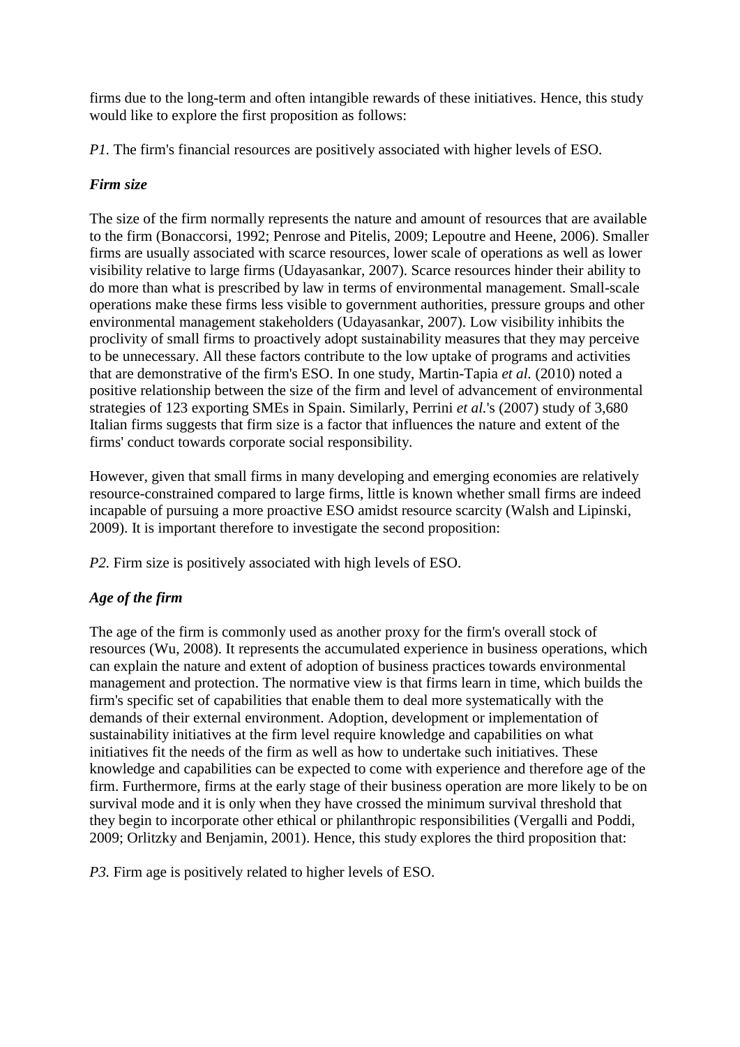firms due to the long-term and often intangible rewards of these initiatives. Hence, this study would like to explore the first proposition as follows:

*P1.* The firm's financial resources are positively associated with higher levels of ESO.

### *Firm size*

The size of the firm normally represents the nature and amount of resources that are available to the firm (Bonaccorsi, 1992; Penrose and Pitelis, 2009; Lepoutre and Heene, 2006). Smaller firms are usually associated with scarce resources, lower scale of operations as well as lower visibility relative to large firms (Udayasankar, 2007). Scarce resources hinder their ability to do more than what is prescribed by law in terms of environmental management. Small-scale operations make these firms less visible to government authorities, pressure groups and other environmental management stakeholders (Udayasankar, 2007). Low visibility inhibits the proclivity of small firms to proactively adopt sustainability measures that they may perceive to be unnecessary. All these factors contribute to the low uptake of programs and activities that are demonstrative of the firm's ESO. In one study, Martin-Tapia *et al.* (2010) noted a positive relationship between the size of the firm and level of advancement of environmental strategies of 123 exporting SMEs in Spain. Similarly, Perrini *et al.*'s (2007) study of 3,680 Italian firms suggests that firm size is a factor that influences the nature and extent of the firms' conduct towards corporate social responsibility.

However, given that small firms in many developing and emerging economies are relatively resource-constrained compared to large firms, little is known whether small firms are indeed incapable of pursuing a more proactive ESO amidst resource scarcity (Walsh and Lipinski, 2009). It is important therefore to investigate the second proposition:

*P2.* Firm size is positively associated with high levels of ESO.

### *Age of the firm*

The age of the firm is commonly used as another proxy for the firm's overall stock of resources (Wu, 2008). It represents the accumulated experience in business operations, which can explain the nature and extent of adoption of business practices towards environmental management and protection. The normative view is that firms learn in time, which builds the firm's specific set of capabilities that enable them to deal more systematically with the demands of their external environment. Adoption, development or implementation of sustainability initiatives at the firm level require knowledge and capabilities on what initiatives fit the needs of the firm as well as how to undertake such initiatives. These knowledge and capabilities can be expected to come with experience and therefore age of the firm. Furthermore, firms at the early stage of their business operation are more likely to be on survival mode and it is only when they have crossed the minimum survival threshold that they begin to incorporate other ethical or philanthropic responsibilities (Vergalli and Poddi, 2009; Orlitzky and Benjamin, 2001). Hence, this study explores the third proposition that:

*P3.* Firm age is positively related to higher levels of ESO.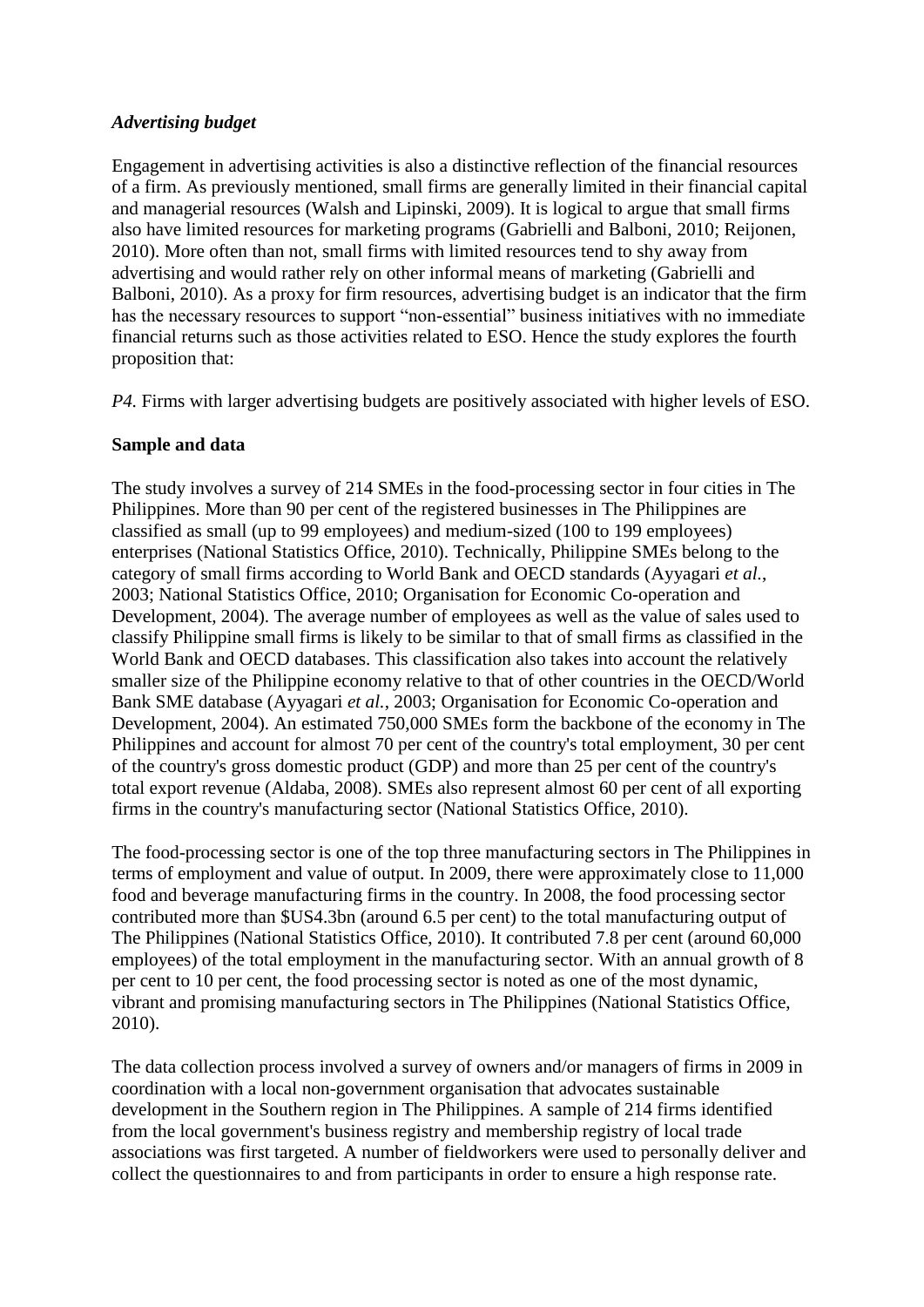### *Advertising budget*

Engagement in advertising activities is also a distinctive reflection of the financial resources of a firm. As previously mentioned, small firms are generally limited in their financial capital and managerial resources (Walsh and Lipinski, 2009). It is logical to argue that small firms also have limited resources for marketing programs (Gabrielli and Balboni, 2010; Reijonen, 2010). More often than not, small firms with limited resources tend to shy away from advertising and would rather rely on other informal means of marketing (Gabrielli and Balboni, 2010). As a proxy for firm resources, advertising budget is an indicator that the firm has the necessary resources to support "non-essential" business initiatives with no immediate financial returns such as those activities related to ESO. Hence the study explores the fourth proposition that:

*P4.* Firms with larger advertising budgets are positively associated with higher levels of ESO.

## Sample and data

The study involves a survey of 214 SMEs in the food-processing sector in four cities in The Philippines. More than 90 per cent of the registered businesses in The Philippines are classified as small (up to 99 employees) and medium-sized (100 to 199 employees) enterprises (National Statistics Office, 2010). Technically, Philippine SMEs belong to the category of small firms according to World Bank and OECD standards (Ayyagari *et al.*, 2003; National Statistics Office, 2010; Organisation for Economic Co-operation and Development, 2004). The average number of employees as well as the value of sales used to classify Philippine small firms is likely to be similar to that of small firms as classified in the World Bank and OECD databases. This classification also takes into account the relatively smaller size of the Philippine economy relative to that of other countries in the OECD/World Bank SME database (Ayyagari *et al.*, 2003; Organisation for Economic Co-operation and Development, 2004). An estimated 750,000 SMEs form the backbone of the economy in The Philippines and account for almost 70 per cent of the country's total employment, 30 per cent of the country's gross domestic product (GDP) and more than 25 per cent of the country's total export revenue (Aldaba, 2008). SMEs also represent almost 60 per cent of all exporting firms in the country's manufacturing sector (National Statistics Office, 2010).

The food-processing sector is one of the top three manufacturing sectors in The Philippines in terms of employment and value of output. In 2009, there were approximately close to 11,000 food and beverage manufacturing firms in the country. In 2008, the food processing sector contributed more than $US4.3bn (around 6.5 per cent) to the total manufacturing output of The Philippines (National Statistics Office, 2010). It contributed 7.8 per cent (around 60,000 employees) of the total employment in the manufacturing sector. With an annual growth of 8 per cent to 10 per cent, the food processing sector is noted as one of the most dynamic, vibrant and promising manufacturing sectors in The Philippines (National Statistics Office, 2010).

The data collection process involved a survey of owners and/or managers of firms in 2009 in coordination with a local non-government organisation that advocates sustainable development in the Southern region in The Philippines. A sample of 214 firms identified from the local government's business registry and membership registry of local trade associations was first targeted. A number of fieldworkers were used to personally deliver and collect the questionnaires to and from participants in order to ensure a high response rate.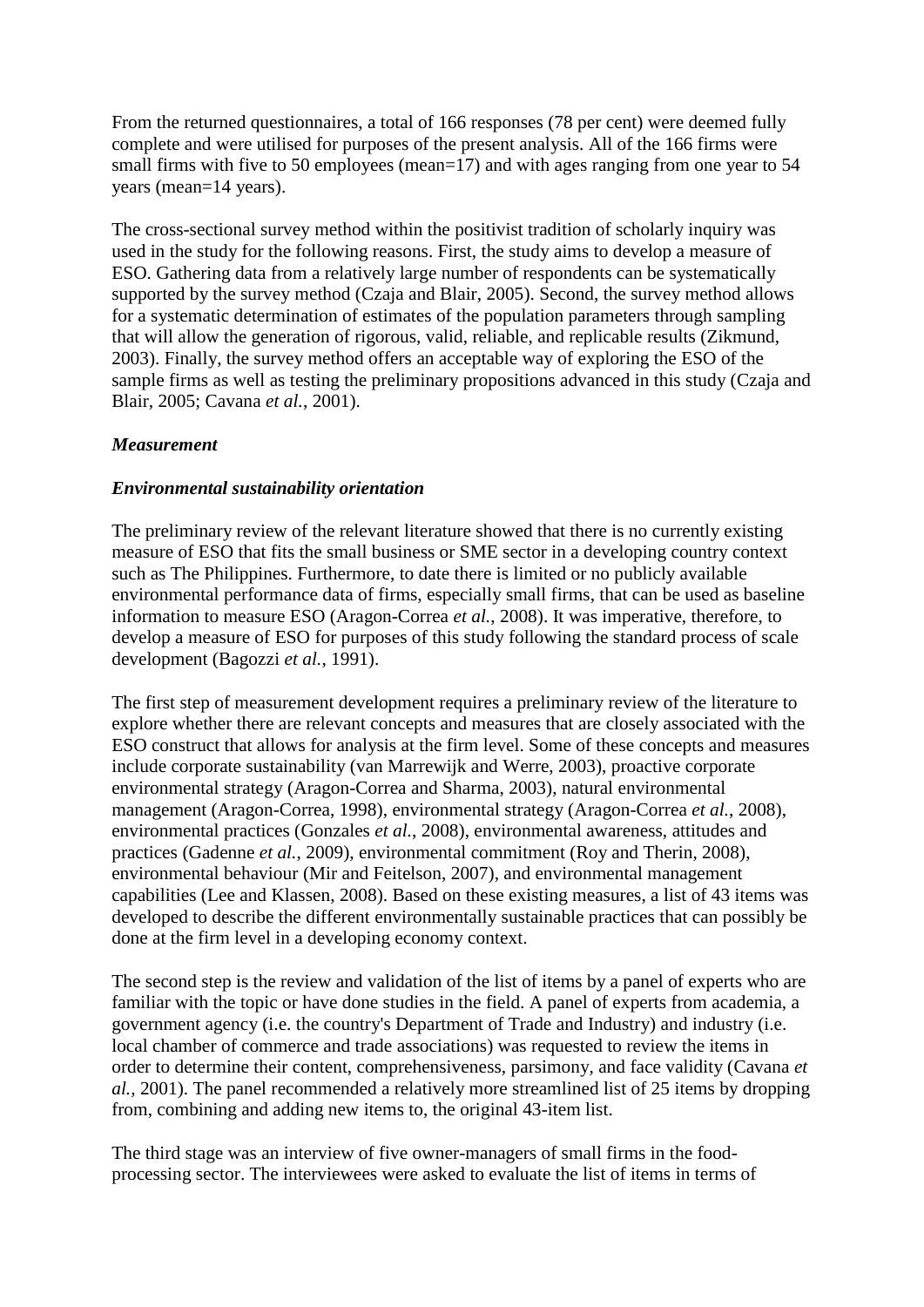From the returned questionnaires, a total of 166 responses (78 per cent) were deemed fully complete and were utilised for purposes of the present analysis. All of the 166 firms were small firms with five to 50 employees (mean=17) and with ages ranging from one year to 54 years (mean=14 years).

The cross-sectional survey method within the positivist tradition of scholarly inquiry was used in the study for the following reasons. First, the study aims to develop a measure of ESO. Gathering data from a relatively large number of respondents can be systematically supported by the survey method (Czaja and Blair, 2005). Second, the survey method allows for a systematic determination of estimates of the population parameters through sampling that will allow the generation of rigorous, valid, reliable, and replicable results (Zikmund, 2003). Finally, the survey method offers an acceptable way of exploring the ESO of the sample firms as well as testing the preliminary propositions advanced in this study (Czaja and Blair, 2005; Cavana *et al.*, 2001).

***Measurement***

***Environmental sustainability orientation***

The preliminary review of the relevant literature showed that there is no currently existing measure of ESO that fits the small business or SME sector in a developing country context such as The Philippines. Furthermore, to date there is limited or no publicly available environmental performance data of firms, especially small firms, that can be used as baseline information to measure ESO (Aragon-Correa *et al.*, 2008). It was imperative, therefore, to develop a measure of ESO for purposes of this study following the standard process of scale development (Bagozzi *et al.*, 1991).

The first step of measurement development requires a preliminary review of the literature to explore whether there are relevant concepts and measures that are closely associated with the ESO construct that allows for analysis at the firm level. Some of these concepts and measures include corporate sustainability (van Marrewijk and Werre, 2003), proactive corporate environmental strategy (Aragon-Correa and Sharma, 2003), natural environmental management (Aragon-Correa, 1998), environmental strategy (Aragon-Correa *et al.*, 2008), environmental practices (Gonzales *et al.*, 2008), environmental awareness, attitudes and practices (Gadenne *et al.*, 2009), environmental commitment (Roy and Therin, 2008), environmental behaviour (Mir and Feitelson, 2007), and environmental management capabilities (Lee and Klassen, 2008). Based on these existing measures, a list of 43 items was developed to describe the different environmentally sustainable practices that can possibly be done at the firm level in a developing economy context.

The second step is the review and validation of the list of items by a panel of experts who are familiar with the topic or have done studies in the field. A panel of experts from academia, a government agency (i.e. the country's Department of Trade and Industry) and industry (i.e. local chamber of commerce and trade associations) was requested to review the items in order to determine their content, comprehensiveness, parsimony, and face validity (Cavana *et al.*, 2001). The panel recommended a relatively more streamlined list of 25 items by dropping from, combining and adding new items to, the original 43-item list.

The third stage was an interview of five owner-managers of small firms in the food-processing sector. The interviewees were asked to evaluate the list of items in terms of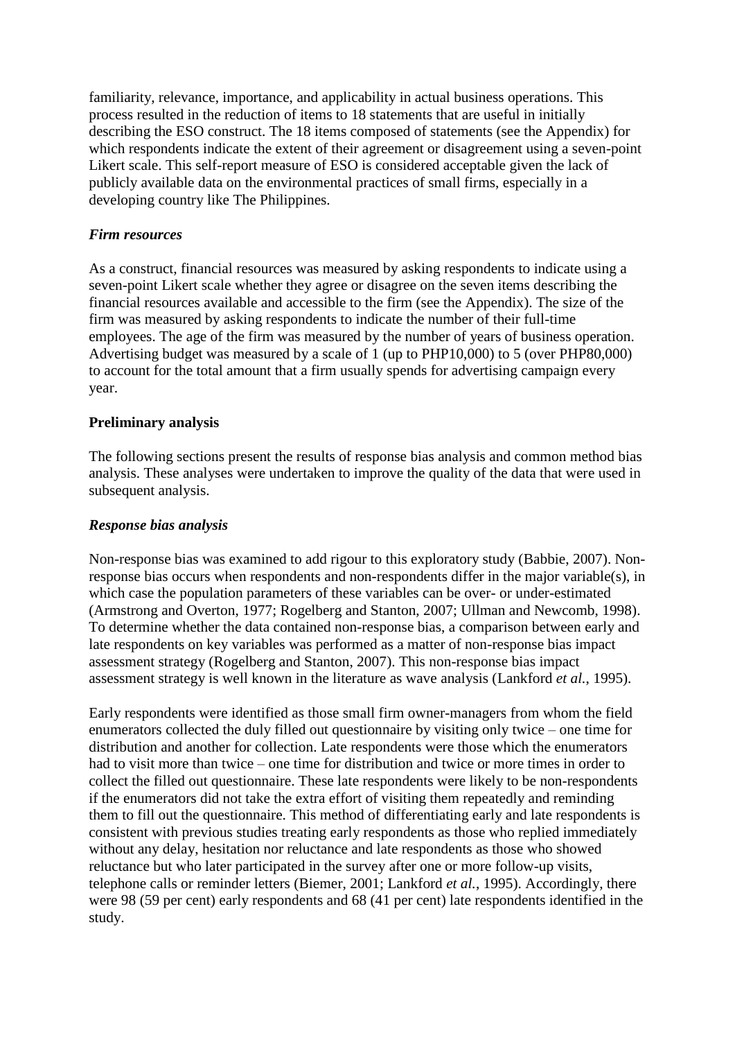familiarity, relevance, importance, and applicability in actual business operations. This process resulted in the reduction of items to 18 statements that are useful in initially describing the ESO construct. The 18 items composed of statements (see the Appendix) for which respondents indicate the extent of their agreement or disagreement using a seven-point Likert scale. This self-report measure of ESO is considered acceptable given the lack of publicly available data on the environmental practices of small firms, especially in a developing country like The Philippines.

### *Firm resources*

As a construct, financial resources was measured by asking respondents to indicate using a seven-point Likert scale whether they agree or disagree on the seven items describing the financial resources available and accessible to the firm (see the Appendix). The size of the firm was measured by asking respondents to indicate the number of their full-time employees. The age of the firm was measured by the number of years of business operation. Advertising budget was measured by a scale of 1 (up to PHP10,000) to 5 (over PHP80,000) to account for the total amount that a firm usually spends for advertising campaign every year.

## Preliminary analysis

The following sections present the results of response bias analysis and common method bias analysis. These analyses were undertaken to improve the quality of the data that were used in subsequent analysis.

### *Response bias analysis*

Non-response bias was examined to add rigour to this exploratory study (Babbie, 2007). Non-response bias occurs when respondents and non-respondents differ in the major variable(s), in which case the population parameters of these variables can be over- or under-estimated (Armstrong and Overton, 1977; Rogelberg and Stanton, 2007; Ullman and Newcomb, 1998). To determine whether the data contained non-response bias, a comparison between early and late respondents on key variables was performed as a matter of non-response bias impact assessment strategy (Rogelberg and Stanton, 2007). This non-response bias impact assessment strategy is well known in the literature as wave analysis (Lankford *et al.*, 1995).

Early respondents were identified as those small firm owner-managers from whom the field enumerators collected the duly filled out questionnaire by visiting only twice – one time for distribution and another for collection. Late respondents were those which the enumerators had to visit more than twice – one time for distribution and twice or more times in order to collect the filled out questionnaire. These late respondents were likely to be non-respondents if the enumerators did not take the extra effort of visiting them repeatedly and reminding them to fill out the questionnaire. This method of differentiating early and late respondents is consistent with previous studies treating early respondents as those who replied immediately without any delay, hesitation nor reluctance and late respondents as those who showed reluctance but who later participated in the survey after one or more follow-up visits, telephone calls or reminder letters (Biemer, 2001; Lankford *et al.*, 1995). Accordingly, there were 98 (59 per cent) early respondents and 68 (41 per cent) late respondents identified in the study.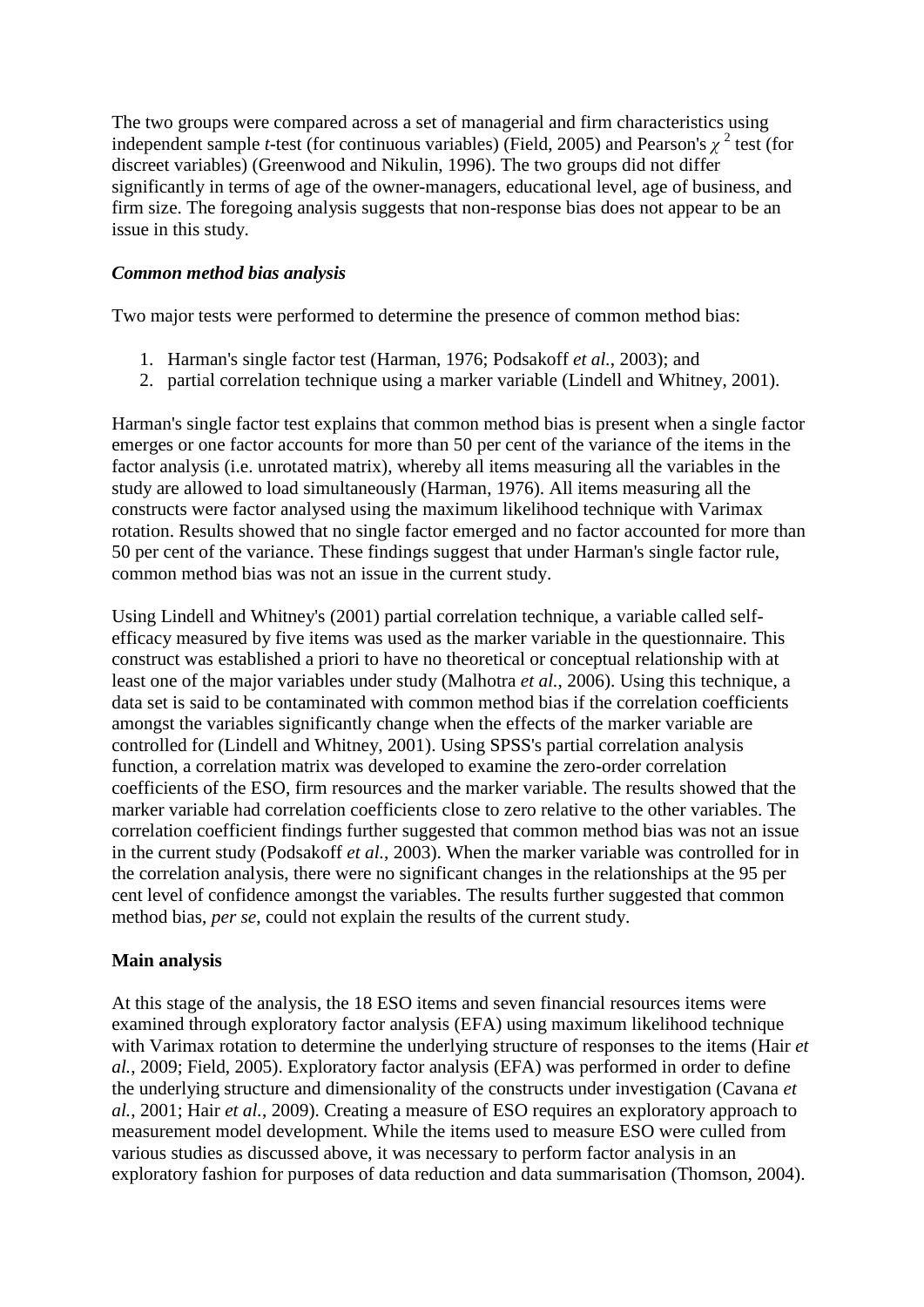The two groups were compared across a set of managerial and firm characteristics using independent sample *t*-test (for continuous variables) (Field, 2005) and Pearson's $\chi^2$ test (for discreet variables) (Greenwood and Nikulin, 1996). The two groups did not differ significantly in terms of age of the owner-managers, educational level, age of business, and firm size. The foregoing analysis suggests that non-response bias does not appear to be an issue in this study.

### *Common method bias analysis*

Two major tests were performed to determine the presence of common method bias:

1. Harman's single factor test (Harman, 1976; Podsakoff *et al.*, 2003); and
2. partial correlation technique using a marker variable (Lindell and Whitney, 2001).

Harman's single factor test explains that common method bias is present when a single factor emerges or one factor accounts for more than 50 per cent of the variance of the items in the factor analysis (i.e. unrotated matrix), whereby all items measuring all the variables in the study are allowed to load simultaneously (Harman, 1976). All items measuring all the constructs were factor analysed using the maximum likelihood technique with Varimax rotation. Results showed that no single factor emerged and no factor accounted for more than 50 per cent of the variance. These findings suggest that under Harman's single factor rule, common method bias was not an issue in the current study.

Using Lindell and Whitney's (2001) partial correlation technique, a variable called self-efficacy measured by five items was used as the marker variable in the questionnaire. This construct was established a priori to have no theoretical or conceptual relationship with at least one of the major variables under study (Malhotra *et al.*, 2006). Using this technique, a data set is said to be contaminated with common method bias if the correlation coefficients amongst the variables significantly change when the effects of the marker variable are controlled for (Lindell and Whitney, 2001). Using SPSS's partial correlation analysis function, a correlation matrix was developed to examine the zero-order correlation coefficients of the ESO, firm resources and the marker variable. The results showed that the marker variable had correlation coefficients close to zero relative to the other variables. The correlation coefficient findings further suggested that common method bias was not an issue in the current study (Podsakoff *et al.*, 2003). When the marker variable was controlled for in the correlation analysis, there were no significant changes in the relationships at the 95 per cent level of confidence amongst the variables. The results further suggested that common method bias, *per se*, could not explain the results of the current study.

### **Main analysis**

At this stage of the analysis, the 18 ESO items and seven financial resources items were examined through exploratory factor analysis (EFA) using maximum likelihood technique with Varimax rotation to determine the underlying structure of responses to the items (Hair *et al.*, 2009; Field, 2005). Exploratory factor analysis (EFA) was performed in order to define the underlying structure and dimensionality of the constructs under investigation (Cavana *et al.*, 2001; Hair *et al.*, 2009). Creating a measure of ESO requires an exploratory approach to measurement model development. While the items used to measure ESO were culled from various studies as discussed above, it was necessary to perform factor analysis in an exploratory fashion for purposes of data reduction and data summarisation (Thomson, 2004).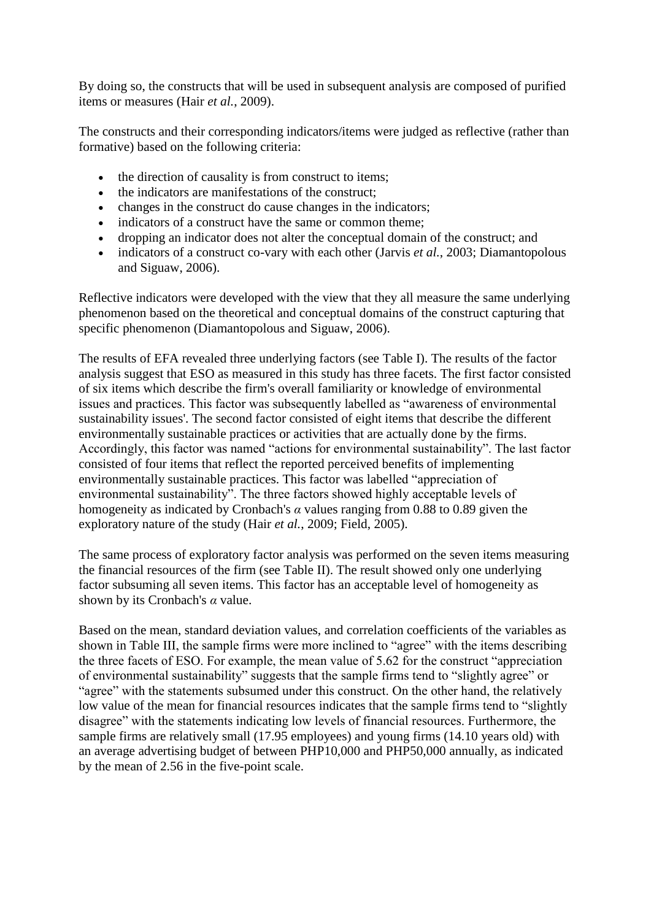By doing so, the constructs that will be used in subsequent analysis are composed of purified items or measures (Hair *et al.*, 2009).

The constructs and their corresponding indicators/items were judged as reflective (rather than formative) based on the following criteria:

- the direction of causality is from construct to items;
- the indicators are manifestations of the construct;
- changes in the construct do cause changes in the indicators;
- indicators of a construct have the same or common theme;
- dropping an indicator does not alter the conceptual domain of the construct; and
- indicators of a construct co-vary with each other (Jarvis *et al.*, 2003; Diamantopolous and Siguaw, 2006).

Reflective indicators were developed with the view that they all measure the same underlying phenomenon based on the theoretical and conceptual domains of the construct capturing that specific phenomenon (Diamantopolous and Siguaw, 2006).

The results of EFA revealed three underlying factors (see Table I). The results of the factor analysis suggest that ESO as measured in this study has three facets. The first factor consisted of six items which describe the firm's overall familiarity or knowledge of environmental issues and practices. This factor was subsequently labelled as "awareness of environmental sustainability issues'. The second factor consisted of eight items that describe the different environmentally sustainable practices or activities that are actually done by the firms. Accordingly, this factor was named "actions for environmental sustainability". The last factor consisted of four items that reflect the reported perceived benefits of implementing environmentally sustainable practices. This factor was labelled "appreciation of environmental sustainability". The three factors showed highly acceptable levels of homogeneity as indicated by Cronbach's $\alpha$ values ranging from 0.88 to 0.89 given the exploratory nature of the study (Hair *et al.*, 2009; Field, 2005).

The same process of exploratory factor analysis was performed on the seven items measuring the financial resources of the firm (see Table II). The result showed only one underlying factor subsuming all seven items. This factor has an acceptable level of homogeneity as shown by its Cronbach's $\alpha$ value.

Based on the mean, standard deviation values, and correlation coefficients of the variables as shown in Table III, the sample firms were more inclined to "agree" with the items describing the three facets of ESO. For example, the mean value of 5.62 for the construct "appreciation of environmental sustainability" suggests that the sample firms tend to "slightly agree" or "agree" with the statements subsumed under this construct. On the other hand, the relatively low value of the mean for financial resources indicates that the sample firms tend to "slightly disagree" with the statements indicating low levels of financial resources. Furthermore, the sample firms are relatively small (17.95 employees) and young firms (14.10 years old) with an average advertising budget of between PHP10,000 and PHP50,000 annually, as indicated by the mean of 2.56 in the five-point scale.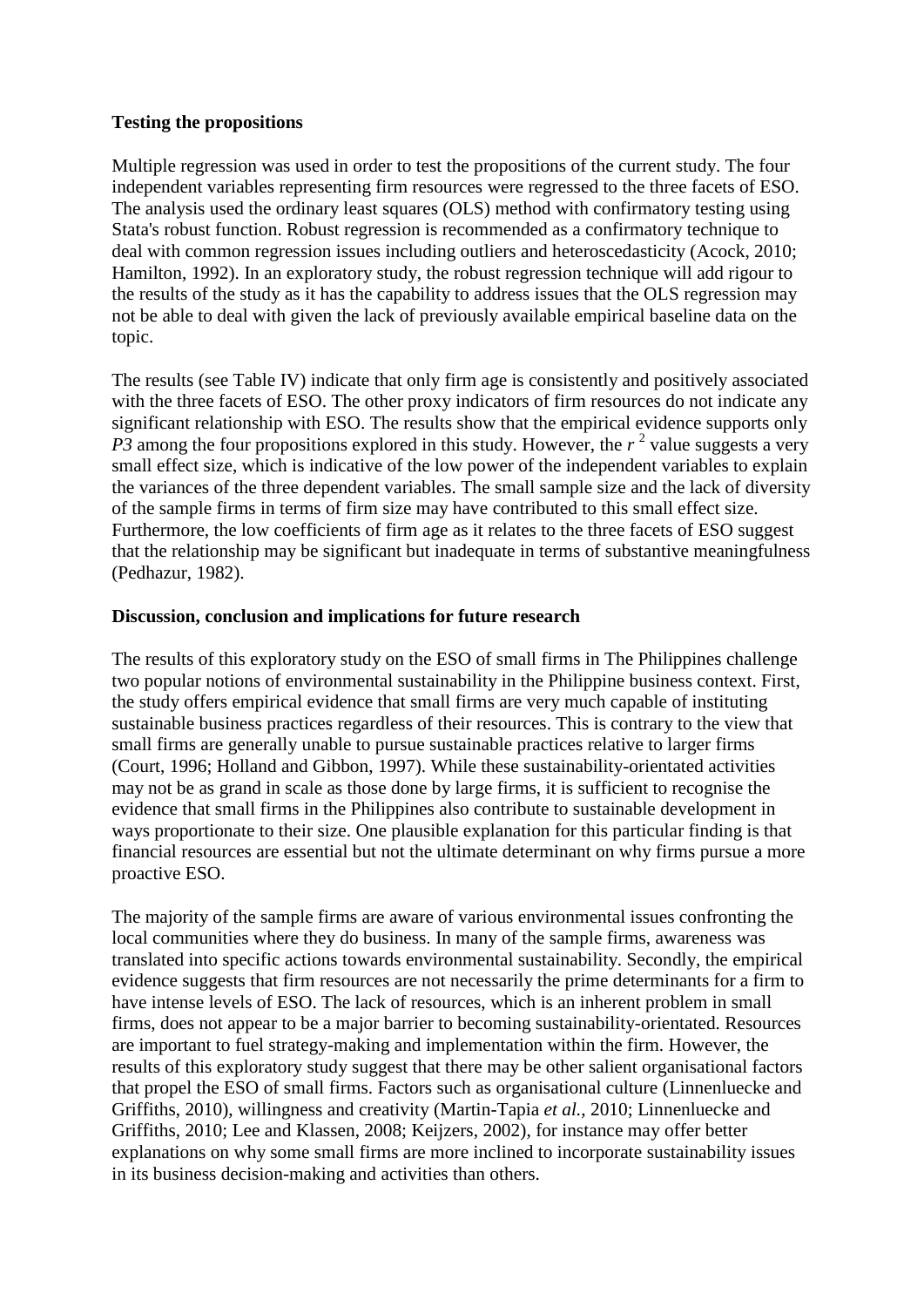### Testing the propositions

Multiple regression was used in order to test the propositions of the current study. The four independent variables representing firm resources were regressed to the three facets of ESO. The analysis used the ordinary least squares (OLS) method with confirmatory testing using Stata's robust function. Robust regression is recommended as a confirmatory technique to deal with common regression issues including outliers and heteroscedasticity (Acock, 2010; Hamilton, 1992). In an exploratory study, the robust regression technique will add rigour to the results of the study as it has the capability to address issues that the OLS regression may not be able to deal with given the lack of previously available empirical baseline data on the topic.

The results (see Table IV) indicate that only firm age is consistently and positively associated with the three facets of ESO. The other proxy indicators of firm resources do not indicate any significant relationship with ESO. The results show that the empirical evidence supports only *P3* among the four propositions explored in this study. However, the $r^2$ value suggests a very small effect size, which is indicative of the low power of the independent variables to explain the variances of the three dependent variables. The small sample size and the lack of diversity of the sample firms in terms of firm size may have contributed to this small effect size. Furthermore, the low coefficients of firm age as it relates to the three facets of ESO suggest that the relationship may be significant but inadequate in terms of substantive meaningfulness (Pedhazur, 1982).

### Discussion, conclusion and implications for future research

The results of this exploratory study on the ESO of small firms in The Philippines challenge two popular notions of environmental sustainability in the Philippine business context. First, the study offers empirical evidence that small firms are very much capable of instituting sustainable business practices regardless of their resources. This is contrary to the view that small firms are generally unable to pursue sustainable practices relative to larger firms (Court, 1996; Holland and Gibbon, 1997). While these sustainability-orientated activities may not be as grand in scale as those done by large firms, it is sufficient to recognise the evidence that small firms in the Philippines also contribute to sustainable development in ways proportionate to their size. One plausible explanation for this particular finding is that financial resources are essential but not the ultimate determinant on why firms pursue a more proactive ESO.

The majority of the sample firms are aware of various environmental issues confronting the local communities where they do business. In many of the sample firms, awareness was translated into specific actions towards environmental sustainability. Secondly, the empirical evidence suggests that firm resources are not necessarily the prime determinants for a firm to have intense levels of ESO. The lack of resources, which is an inherent problem in small firms, does not appear to be a major barrier to becoming sustainability-orientated. Resources are important to fuel strategy-making and implementation within the firm. However, the results of this exploratory study suggest that there may be other salient organisational factors that propel the ESO of small firms. Factors such as organisational culture (Linnenluecke and Griffiths, 2010), willingness and creativity (Martin-Tapia *et al.*, 2010; Linnenluecke and Griffiths, 2010; Lee and Klassen, 2008; Keijzers, 2002), for instance may offer better explanations on why some small firms are more inclined to incorporate sustainability issues in its business decision-making and activities than others.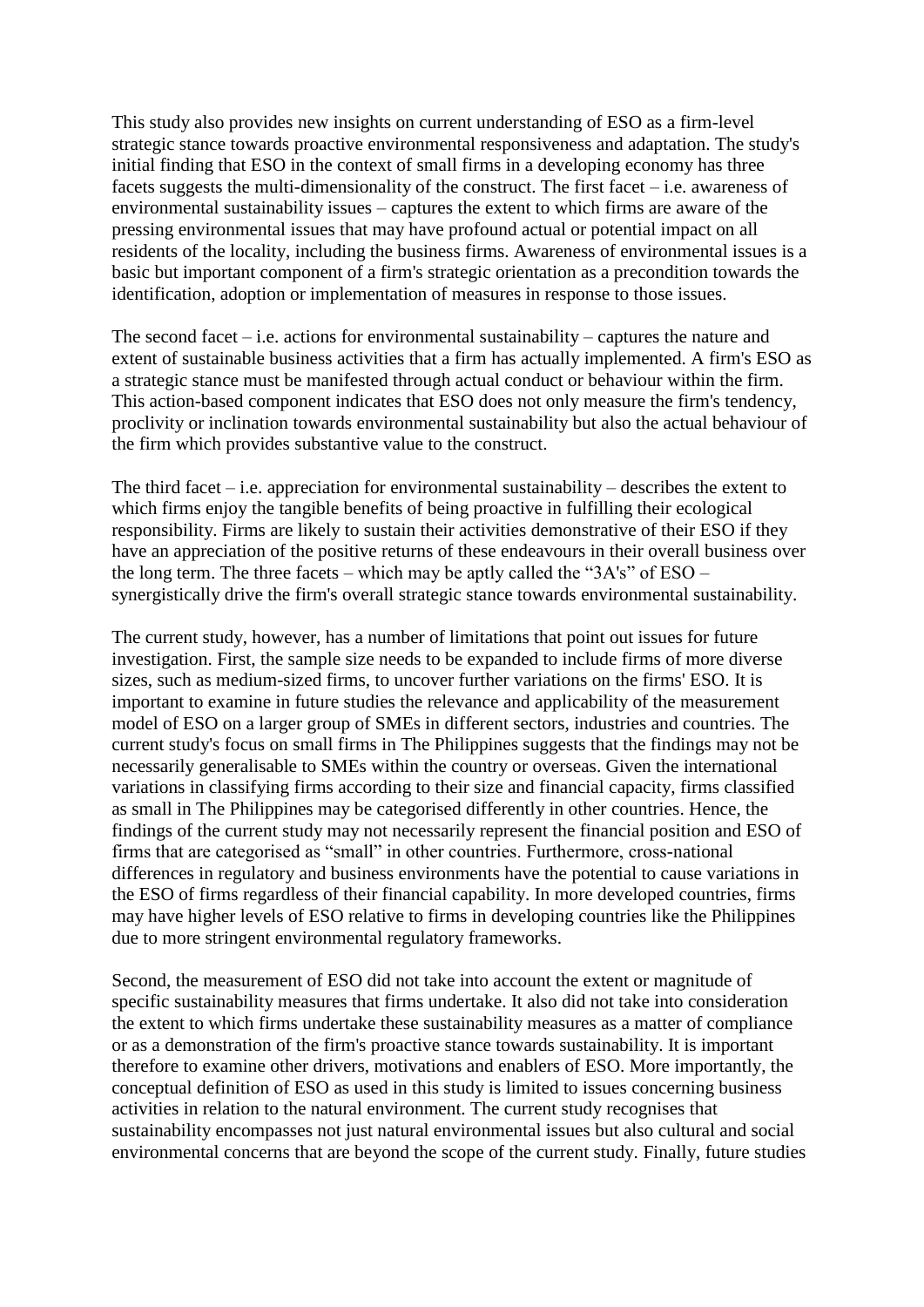This study also provides new insights on current understanding of ESO as a firm-level strategic stance towards proactive environmental responsiveness and adaptation. The study's initial finding that ESO in the context of small firms in a developing economy has three facets suggests the multi-dimensionality of the construct. The first facet – i.e. awareness of environmental sustainability issues – captures the extent to which firms are aware of the pressing environmental issues that may have profound actual or potential impact on all residents of the locality, including the business firms. Awareness of environmental issues is a basic but important component of a firm's strategic orientation as a precondition towards the identification, adoption or implementation of measures in response to those issues.

The second facet – i.e. actions for environmental sustainability – captures the nature and extent of sustainable business activities that a firm has actually implemented. A firm's ESO as a strategic stance must be manifested through actual conduct or behaviour within the firm. This action-based component indicates that ESO does not only measure the firm's tendency, proclivity or inclination towards environmental sustainability but also the actual behaviour of the firm which provides substantive value to the construct.

The third facet – i.e. appreciation for environmental sustainability – describes the extent to which firms enjoy the tangible benefits of being proactive in fulfilling their ecological responsibility. Firms are likely to sustain their activities demonstrative of their ESO if they have an appreciation of the positive returns of these endeavours in their overall business over the long term. The three facets – which may be aptly called the "3A's" of ESO – synergistically drive the firm's overall strategic stance towards environmental sustainability.

The current study, however, has a number of limitations that point out issues for future investigation. First, the sample size needs to be expanded to include firms of more diverse sizes, such as medium-sized firms, to uncover further variations on the firms' ESO. It is important to examine in future studies the relevance and applicability of the measurement model of ESO on a larger group of SMEs in different sectors, industries and countries. The current study's focus on small firms in The Philippines suggests that the findings may not be necessarily generalisable to SMEs within the country or overseas. Given the international variations in classifying firms according to their size and financial capacity, firms classified as small in The Philippines may be categorised differently in other countries. Hence, the findings of the current study may not necessarily represent the financial position and ESO of firms that are categorised as "small" in other countries. Furthermore, cross-national differences in regulatory and business environments have the potential to cause variations in the ESO of firms regardless of their financial capability. In more developed countries, firms may have higher levels of ESO relative to firms in developing countries like the Philippines due to more stringent environmental regulatory frameworks.

Second, the measurement of ESO did not take into account the extent or magnitude of specific sustainability measures that firms undertake. It also did not take into consideration the extent to which firms undertake these sustainability measures as a matter of compliance or as a demonstration of the firm's proactive stance towards sustainability. It is important therefore to examine other drivers, motivations and enablers of ESO. More importantly, the conceptual definition of ESO as used in this study is limited to issues concerning business activities in relation to the natural environment. The current study recognises that sustainability encompasses not just natural environmental issues but also cultural and social environmental concerns that are beyond the scope of the current study. Finally, future studies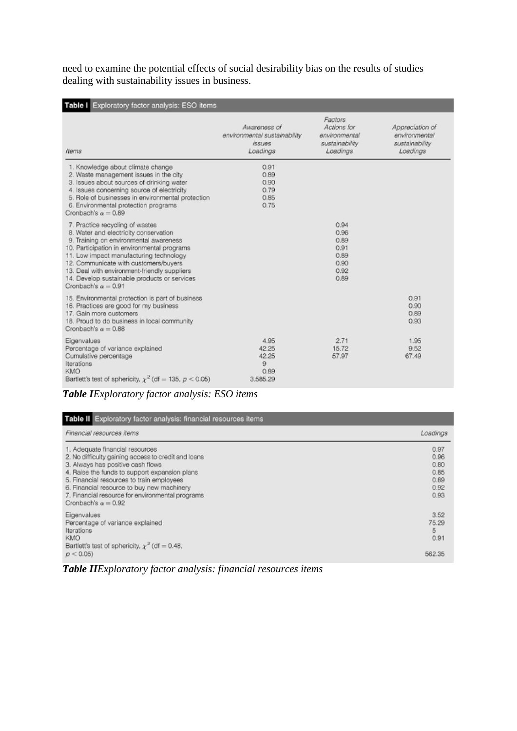need to examine the potential effects of social desirability bias on the results of studies dealing with sustainability issues in business.

| Items | Awareness of environmental sustainability issues Loadings | Actions for environmental sustainability Loadings | Appreciation of environmental sustainability Loadings |
|---|---|---|---|
| | | Factors | |
| 1. Knowledge about climate change | 0.91 | | |
| 2. Waste management issues in the city | 0.89 | | |
| 3. Issues about sources of drinking water | 0.90 | | |
| 4. Issues concerning source of electricity | 0.79 | | |
| 5. Role of businesses in environmental protection | 0.85 | | |
| 6. Environmental protection programs | 0.75 | | |
| Cronbach's $\alpha = 0.89$ | | | |
| 7. Practice recycling of wastes | | 0.94 | |
| 8. Water and electricity conservation | | 0.96 | |
| 9. Training on environmental awareness | | 0.89 | |
| 10. Participation in environmental programs | | 0.91 | |
| 11. Low impact manufacturing technology | | 0.89 | |
| 12. Communicate with customers/buyers | | 0.90 | |
| 13. Deal with environment-friendly suppliers | | 0.92 | |
| 14. Develop sustainable products or services | | 0.89 | |
| Cronbach's $\alpha = 0.91$ | | | |
| 15. Environmental protection is part of business | | | 0.91 |
| 16. Practices are good for my business | | | 0.90 |
| 17. Gain more customers | | | 0.89 |
| 18. Proud to do business in local community | | | 0.93 |
| Cronbach's $\alpha = 0.88$ | | | |
| Eigenvalues | 4.95 | 2.71 | 1.95 |
| Percentage of variance explained | 42.25 | 15.72 | 9.52 |
| Cumulative percentage | 42.25 | 57.97 | 67.49 |
| Iterations | 9 | | |
| KMO | 0.89 | | |
| Bartlett's test of sphericity, $\chi^2$ (df = 135, $p < 0.05$) | 3,585.29 | | |

***Table I****Exploratory factor analysis: ESO items*

| Financial resources items | Loadings |
|---|---|
| 1. Adequate financial resources | 0.97 |
| 2. No difficulty gaining access to credit and loans | 0.96 |
| 3. Always has positive cash flows | 0.80 |
| 4. Raise the funds to support expansion plans | 0.85 |
| 5. Financial resources to train employees | 0.89 |
| 6. Financial resource to buy new machinery | 0.92 |
| 7. Financial resource for environmental programs | 0.93 |
| Cronbach's $\alpha = 0.92$ | |
| Eigenvalues | 3.52 |
| Percentage of variance explained | 75.29 |
| Iterations | 5 |
| KMO | 0.91 |
| Bartlett's test of sphericity, $\chi^2$ (df = 0.48, $p < 0.05$) | 562.35 |

***Table II****Exploratory factor analysis: financial resources items*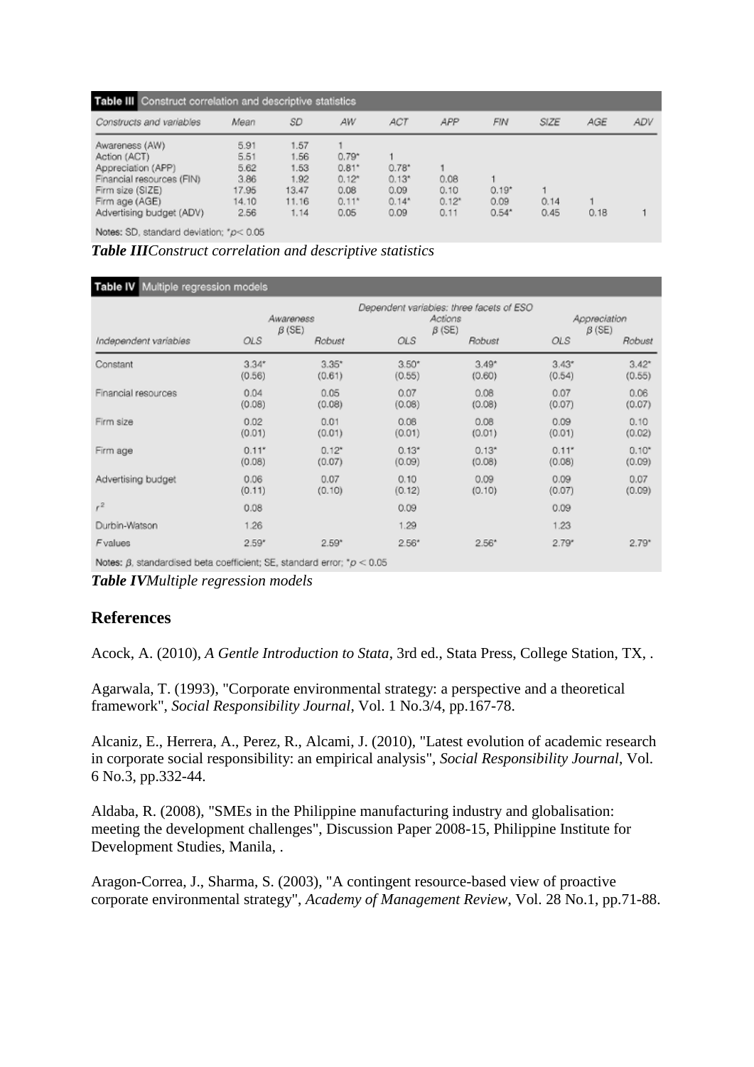**Table III** Construct correlation and descriptive statistics

| Constructs and variables | Mean | SD | AW | ACT | APP | FIN | SIZE | AGE | ADV |
|---|---|---|---|---|---|---|---|---|---|
| Awareness (AW) | 5.91 | 1.57 | 1 | | | | | | |
| Action (ACT) | 5.51 | 1.56 | 0.79* | 1 | | | | | |
| Appreciation (APP) | 5.62 | 1.53 | 0.81* | 0.78* | 1 | | | | |
| Financial resources (FIN) | 3.86 | 1.92 | 0.12* | 0.13* | 0.08 | 1 | | | |
| Firm size (SIZE) | 17.95 | 13.47 | 0.08 | 0.09 | 0.10 | 0.19* | 1 | | |
| Firm age (AGE) | 14.10 | 11.16 | 0.11* | 0.14* | 0.12* | 0.09 | 0.14 | 1 | |
| Advertising budget (ADV) | 2.56 | 1.14 | 0.05 | 0.09 | 0.11 | 0.54* | 0.45 | 0.18 | 1 |

Notes: SD, standard deviation; $^*p < 0.05$

***Table III****Construct correlation and descriptive statistics*

**Table IV** Multiple regression models

| | Dependent variables: three facets of ESO | | | | | |
|---|---|---|---|---|---|---|
| | Awareness $\beta$ (SE) | | Actions $\beta$ (SE) | | Appreciation $\beta$ (SE) | |
| Independent variables | OLS | Robust | OLS | Robust | OLS | Robust |
| Constant | 3.34* (0.56) | 3.35* (0.61) | 3.50* (0.55) | 3.49* (0.60) | 3.43* (0.54) | 3.42* (0.55) |
| Financial resources | 0.04 (0.08) | 0.05 (0.08) | 0.07 (0.08) | 0.08 (0.08) | 0.07 (0.07) | 0.06 (0.07) |
| Firm size | 0.02 (0.01) | 0.01 (0.01) | 0.08 (0.01) | 0.08 (0.01) | 0.09 (0.01) | 0.10 (0.02) |
| Firm age | 0.11* (0.08) | 0.12* (0.07) | 0.13* (0.09) | 0.13* (0.08) | 0.11* (0.08) | 0.10* (0.09) |
| Advertising budget | 0.06 (0.11) | 0.07 (0.10) | 0.10 (0.12) | 0.09 (0.10) | 0.09 (0.07) | 0.07 (0.09) |
| $r^2$ | 0.08 | | 0.09 | | 0.09 | |
| Durbin-Watson | 1.26 | | 1.29 | | 1.23 | |
| *F* values | 2.59* | 2.59* | 2.56* | 2.56* | 2.79* | 2.79* |

Notes: $\beta$, standardised beta coefficient; SE, standard error; $^*p < 0.05$

***Table IV****Multiple regression models*

## References

Acock, A. (2010), *A Gentle Introduction to Stata*, 3rd ed., Stata Press, College Station, TX, .

Agarwala, T. (1993), "Corporate environmental strategy: a perspective and a theoretical framework", *Social Responsibility Journal*, Vol. 1 No.3/4, pp.167-78.

Alcaniz, E., Herrera, A., Perez, R., Alcami, J. (2010), "Latest evolution of academic research in corporate social responsibility: an empirical analysis", *Social Responsibility Journal*, Vol. 6 No.3, pp.332-44.

Aldaba, R. (2008), "SMEs in the Philippine manufacturing industry and globalisation: meeting the development challenges", Discussion Paper 2008-15, Philippine Institute for Development Studies, Manila, .

Aragon-Correa, J., Sharma, S. (2003), "A contingent resource-based view of proactive corporate environmental strategy", *Academy of Management Review*, Vol. 28 No.1, pp.71-88.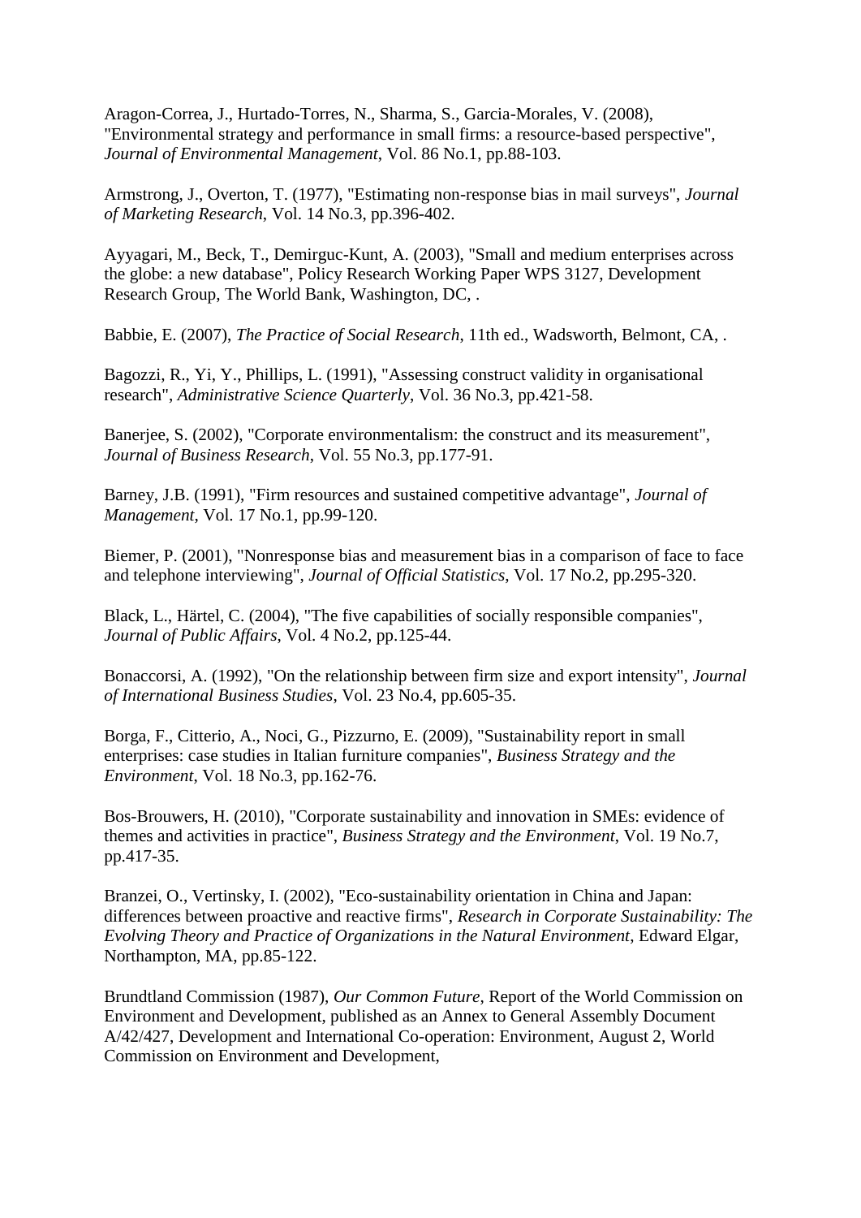Aragon-Correa, J., Hurtado-Torres, N., Sharma, S., Garcia-Morales, V. (2008), "Environmental strategy and performance in small firms: a resource-based perspective", *Journal of Environmental Management*, Vol. 86 No.1, pp.88-103.

Armstrong, J., Overton, T. (1977), "Estimating non-response bias in mail surveys", *Journal of Marketing Research*, Vol. 14 No.3, pp.396-402.

Ayyagari, M., Beck, T., Demirguc-Kunt, A. (2003), "Small and medium enterprises across the globe: a new database", Policy Research Working Paper WPS 3127, Development Research Group, The World Bank, Washington, DC, .

Babbie, E. (2007), *The Practice of Social Research*, 11th ed., Wadsworth, Belmont, CA, .

Bagozzi, R., Yi, Y., Phillips, L. (1991), "Assessing construct validity in organisational research", *Administrative Science Quarterly*, Vol. 36 No.3, pp.421-58.

Banerjee, S. (2002), "Corporate environmentalism: the construct and its measurement", *Journal of Business Research*, Vol. 55 No.3, pp.177-91.

Barney, J.B. (1991), "Firm resources and sustained competitive advantage", *Journal of Management*, Vol. 17 No.1, pp.99-120.

Biemer, P. (2001), "Nonresponse bias and measurement bias in a comparison of face to face and telephone interviewing", *Journal of Official Statistics*, Vol. 17 No.2, pp.295-320.

Black, L., Härtel, C. (2004), "The five capabilities of socially responsible companies", *Journal of Public Affairs*, Vol. 4 No.2, pp.125-44.

Bonaccorsi, A. (1992), "On the relationship between firm size and export intensity", *Journal of International Business Studies*, Vol. 23 No.4, pp.605-35.

Borga, F., Citterio, A., Noci, G., Pizzurno, E. (2009), "Sustainability report in small enterprises: case studies in Italian furniture companies", *Business Strategy and the Environment*, Vol. 18 No.3, pp.162-76.

Bos-Brouwers, H. (2010), "Corporate sustainability and innovation in SMEs: evidence of themes and activities in practice", *Business Strategy and the Environment*, Vol. 19 No.7, pp.417-35.

Branzei, O., Vertinsky, I. (2002), "Eco-sustainability orientation in China and Japan: differences between proactive and reactive firms", *Research in Corporate Sustainability: The Evolving Theory and Practice of Organizations in the Natural Environment*, Edward Elgar, Northampton, MA, pp.85-122.

Brundtland Commission (1987), *Our Common Future*, Report of the World Commission on Environment and Development, published as an Annex to General Assembly Document A/42/427, Development and International Co-operation: Environment, August 2, World Commission on Environment and Development,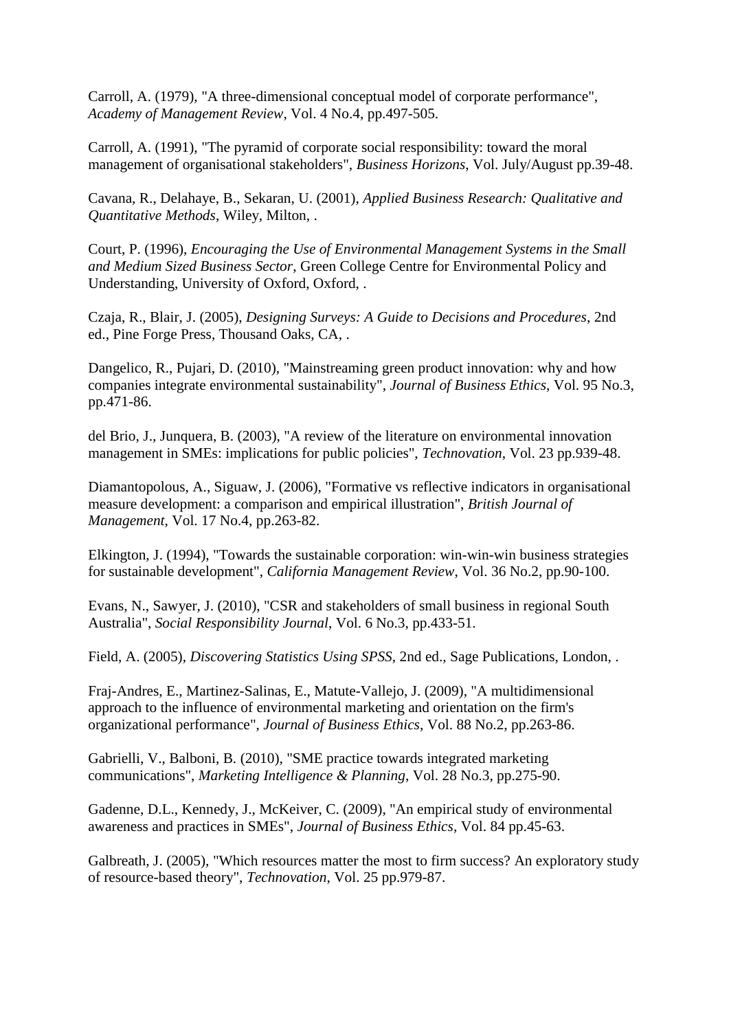Carroll, A. (1979), "A three-dimensional conceptual model of corporate performance", *Academy of Management Review*, Vol. 4 No.4, pp.497-505.

Carroll, A. (1991), "The pyramid of corporate social responsibility: toward the moral management of organisational stakeholders", *Business Horizons*, Vol. July/August pp.39-48.

Cavana, R., Delahaye, B., Sekaran, U. (2001), *Applied Business Research: Qualitative and Quantitative Methods*, Wiley, Milton, .

Court, P. (1996), *Encouraging the Use of Environmental Management Systems in the Small and Medium Sized Business Sector*, Green College Centre for Environmental Policy and Understanding, University of Oxford, Oxford, .

Czaja, R., Blair, J. (2005), *Designing Surveys: A Guide to Decisions and Procedures*, 2nd ed., Pine Forge Press, Thousand Oaks, CA, .

Dangelico, R., Pujari, D. (2010), "Mainstreaming green product innovation: why and how companies integrate environmental sustainability", *Journal of Business Ethics*, Vol. 95 No.3, pp.471-86.

del Brio, J., Junquera, B. (2003), "A review of the literature on environmental innovation management in SMEs: implications for public policies", *Technovation*, Vol. 23 pp.939-48.

Diamantopolous, A., Siguaw, J. (2006), "Formative vs reflective indicators in organisational measure development: a comparison and empirical illustration", *British Journal of Management*, Vol. 17 No.4, pp.263-82.

Elkington, J. (1994), "Towards the sustainable corporation: win-win-win business strategies for sustainable development", *California Management Review*, Vol. 36 No.2, pp.90-100.

Evans, N., Sawyer, J. (2010), "CSR and stakeholders of small business in regional South Australia", *Social Responsibility Journal*, Vol. 6 No.3, pp.433-51.

Field, A. (2005), *Discovering Statistics Using SPSS*, 2nd ed., Sage Publications, London, .

Fraj-Andres, E., Martinez-Salinas, E., Matute-Vallejo, J. (2009), "A multidimensional approach to the influence of environmental marketing and orientation on the firm's organizational performance", *Journal of Business Ethics*, Vol. 88 No.2, pp.263-86.

Gabrielli, V., Balboni, B. (2010), "SME practice towards integrated marketing communications", *Marketing Intelligence & Planning*, Vol. 28 No.3, pp.275-90.

Gadenne, D.L., Kennedy, J., McKeiver, C. (2009), "An empirical study of environmental awareness and practices in SMEs", *Journal of Business Ethics*, Vol. 84 pp.45-63.

Galbreath, J. (2005), "Which resources matter the most to firm success? An exploratory study of resource-based theory", *Technovation*, Vol. 25 pp.979-87.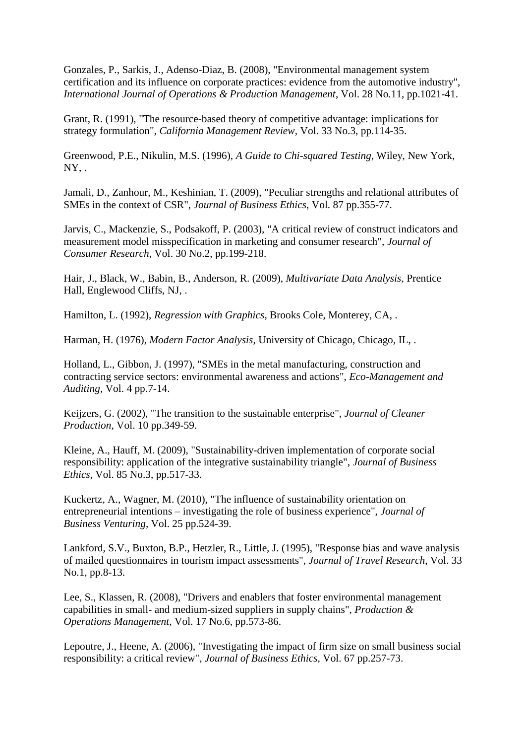Gonzales, P., Sarkis, J., Adenso-Diaz, B. (2008), "Environmental management system certification and its influence on corporate practices: evidence from the automotive industry", *International Journal of Operations & Production Management*, Vol. 28 No.11, pp.1021-41.

Grant, R. (1991), "The resource-based theory of competitive advantage: implications for strategy formulation", *California Management Review*, Vol. 33 No.3, pp.114-35.

Greenwood, P.E., Nikulin, M.S. (1996), *A Guide to Chi-squared Testing*, Wiley, New York, NY, .

Jamali, D., Zanhour, M., Keshinian, T. (2009), "Peculiar strengths and relational attributes of SMEs in the context of CSR", *Journal of Business Ethics*, Vol. 87 pp.355-77.

Jarvis, C., Mackenzie, S., Podsakoff, P. (2003), "A critical review of construct indicators and measurement model misspecification in marketing and consumer research", *Journal of Consumer Research*, Vol. 30 No.2, pp.199-218.

Hair, J., Black, W., Babin, B., Anderson, R. (2009), *Multivariate Data Analysis*, Prentice Hall, Englewood Cliffs, NJ, .

Hamilton, L. (1992), *Regression with Graphics*, Brooks Cole, Monterey, CA, .

Harman, H. (1976), *Modern Factor Analysis*, University of Chicago, Chicago, IL, .

Holland, L., Gibbon, J. (1997), "SMEs in the metal manufacturing, construction and contracting service sectors: environmental awareness and actions", *Eco-Management and Auditing*, Vol. 4 pp.7-14.

Keijzers, G. (2002), "The transition to the sustainable enterprise", *Journal of Cleaner Production*, Vol. 10 pp.349-59.

Kleine, A., Hauff, M. (2009), "Sustainability-driven implementation of corporate social responsibility: application of the integrative sustainability triangle", *Journal of Business Ethics*, Vol. 85 No.3, pp.517-33.

Kuckertz, A., Wagner, M. (2010), "The influence of sustainability orientation on entrepreneurial intentions – investigating the role of business experience", *Journal of Business Venturing*, Vol. 25 pp.524-39.

Lankford, S.V., Buxton, B.P., Hetzler, R., Little, J. (1995), "Response bias and wave analysis of mailed questionnaires in tourism impact assessments", *Journal of Travel Research*, Vol. 33 No.1, pp.8-13.

Lee, S., Klassen, R. (2008), "Drivers and enablers that foster environmental management capabilities in small- and medium-sized suppliers in supply chains", *Production & Operations Management*, Vol. 17 No.6, pp.573-86.

Lepoutre, J., Heene, A. (2006), "Investigating the impact of firm size on small business social responsibility: a critical review", *Journal of Business Ethics*, Vol. 67 pp.257-73.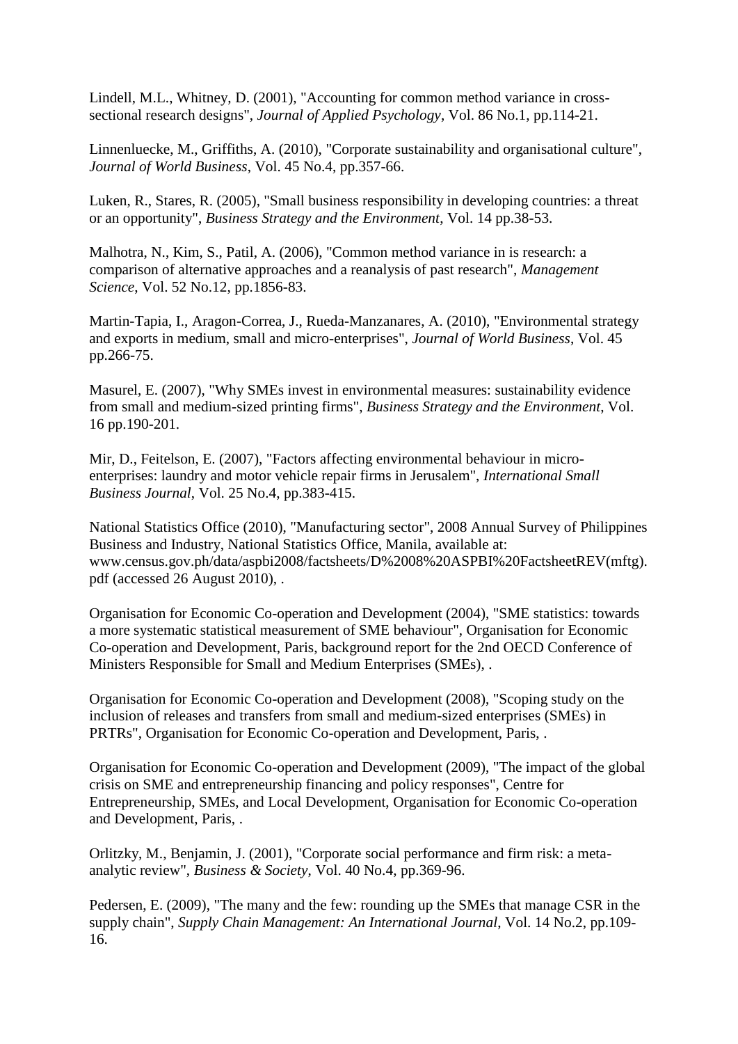Lindell, M.L., Whitney, D. (2001), "Accounting for common method variance in cross-sectional research designs", *Journal of Applied Psychology*, Vol. 86 No.1, pp.114-21.

Linnenluecke, M., Griffiths, A. (2010), "Corporate sustainability and organisational culture", *Journal of World Business*, Vol. 45 No.4, pp.357-66.

Luken, R., Stares, R. (2005), "Small business responsibility in developing countries: a threat or an opportunity", *Business Strategy and the Environment*, Vol. 14 pp.38-53.

Malhotra, N., Kim, S., Patil, A. (2006), "Common method variance in is research: a comparison of alternative approaches and a reanalysis of past research", *Management Science*, Vol. 52 No.12, pp.1856-83.

Martin-Tapia, I., Aragon-Correa, J., Rueda-Manzanares, A. (2010), "Environmental strategy and exports in medium, small and micro-enterprises", *Journal of World Business*, Vol. 45 pp.266-75.

Masurel, E. (2007), "Why SMEs invest in environmental measures: sustainability evidence from small and medium-sized printing firms", *Business Strategy and the Environment*, Vol. 16 pp.190-201.

Mir, D., Feitelson, E. (2007), "Factors affecting environmental behaviour in micro-enterprises: laundry and motor vehicle repair firms in Jerusalem", *International Small Business Journal*, Vol. 25 No.4, pp.383-415.

National Statistics Office (2010), "Manufacturing sector", 2008 Annual Survey of Philippines Business and Industry, National Statistics Office, Manila, available at: www.census.gov.ph/data/aspbi2008/factsheets/D%2008%20ASPBI%20FactsheetREV(mftg).pdf (accessed 26 August 2010), .

Organisation for Economic Co-operation and Development (2004), "SME statistics: towards a more systematic statistical measurement of SME behaviour", Organisation for Economic Co-operation and Development, Paris, background report for the 2nd OECD Conference of Ministers Responsible for Small and Medium Enterprises (SMEs), .

Organisation for Economic Co-operation and Development (2008), "Scoping study on the inclusion of releases and transfers from small and medium-sized enterprises (SMEs) in PRTRs", Organisation for Economic Co-operation and Development, Paris, .

Organisation for Economic Co-operation and Development (2009), "The impact of the global crisis on SME and entrepreneurship financing and policy responses", Centre for Entrepreneurship, SMEs, and Local Development, Organisation for Economic Co-operation and Development, Paris, .

Orlitzky, M., Benjamin, J. (2001), "Corporate social performance and firm risk: a meta-analytic review", *Business & Society*, Vol. 40 No.4, pp.369-96.

Pedersen, E. (2009), "The many and the few: rounding up the SMEs that manage CSR in the supply chain", *Supply Chain Management: An International Journal*, Vol. 14 No.2, pp.109-16.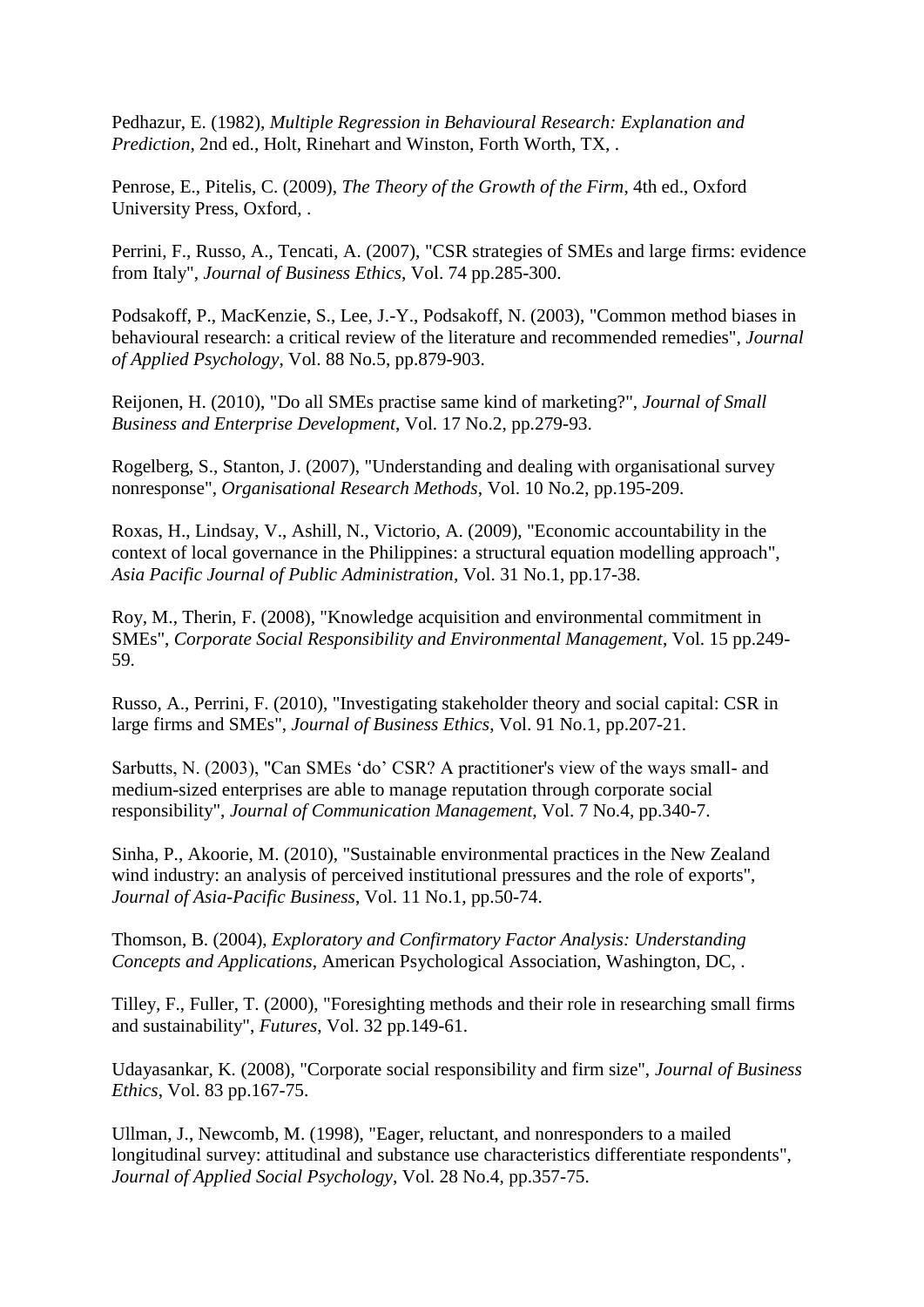Pedhazur, E. (1982), *Multiple Regression in Behavioural Research: Explanation and Prediction*, 2nd ed., Holt, Rinehart and Winston, Forth Worth, TX, .

Penrose, E., Pitelis, C. (2009), *The Theory of the Growth of the Firm*, 4th ed., Oxford University Press, Oxford, .

Perrini, F., Russo, A., Tencati, A. (2007), "CSR strategies of SMEs and large firms: evidence from Italy", *Journal of Business Ethics*, Vol. 74 pp.285-300.

Podsakoff, P., MacKenzie, S., Lee, J.-Y., Podsakoff, N. (2003), "Common method biases in behavioural research: a critical review of the literature and recommended remedies", *Journal of Applied Psychology*, Vol. 88 No.5, pp.879-903.

Reijonen, H. (2010), "Do all SMEs practise same kind of marketing?", *Journal of Small Business and Enterprise Development*, Vol. 17 No.2, pp.279-93.

Rogelberg, S., Stanton, J. (2007), "Understanding and dealing with organisational survey nonresponse", *Organisational Research Methods*, Vol. 10 No.2, pp.195-209.

Roxas, H., Lindsay, V., Ashill, N., Victorio, A. (2009), "Economic accountability in the context of local governance in the Philippines: a structural equation modelling approach", *Asia Pacific Journal of Public Administration*, Vol. 31 No.1, pp.17-38.

Roy, M., Therin, F. (2008), "Knowledge acquisition and environmental commitment in SMEs", *Corporate Social Responsibility and Environmental Management*, Vol. 15 pp.249-59.

Russo, A., Perrini, F. (2010), "Investigating stakeholder theory and social capital: CSR in large firms and SMEs", *Journal of Business Ethics*, Vol. 91 No.1, pp.207-21.

Sarbutts, N. (2003), "Can SMEs 'do' CSR? A practitioner's view of the ways small- and medium-sized enterprises are able to manage reputation through corporate social responsibility", *Journal of Communication Management*, Vol. 7 No.4, pp.340-7.

Sinha, P., Akoorie, M. (2010), "Sustainable environmental practices in the New Zealand wind industry: an analysis of perceived institutional pressures and the role of exports", *Journal of Asia-Pacific Business*, Vol. 11 No.1, pp.50-74.

Thomson, B. (2004), *Exploratory and Confirmatory Factor Analysis: Understanding Concepts and Applications*, American Psychological Association, Washington, DC, .

Tilley, F., Fuller, T. (2000), "Foresighting methods and their role in researching small firms and sustainability", *Futures*, Vol. 32 pp.149-61.

Udayasankar, K. (2008), "Corporate social responsibility and firm size", *Journal of Business Ethics*, Vol. 83 pp.167-75.

Ullman, J., Newcomb, M. (1998), "Eager, reluctant, and nonresponders to a mailed longitudinal survey: attitudinal and substance use characteristics differentiate respondents", *Journal of Applied Social Psychology*, Vol. 28 No.4, pp.357-75.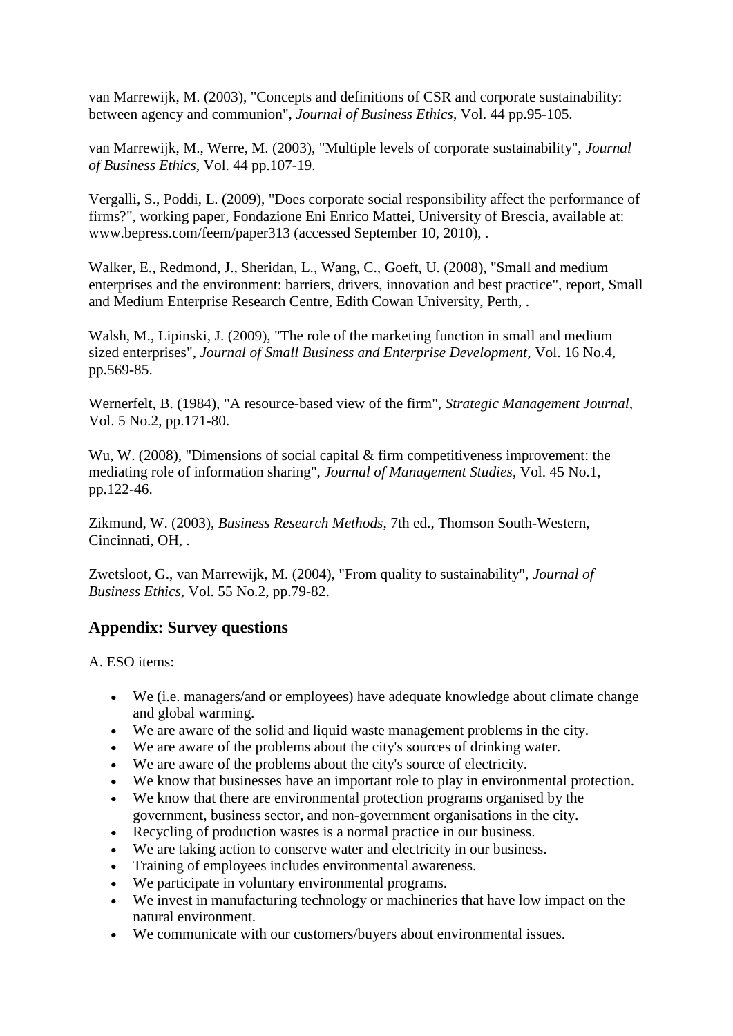van Marrewijk, M. (2003), "Concepts and definitions of CSR and corporate sustainability: between agency and communion", *Journal of Business Ethics*, Vol. 44 pp.95-105.

van Marrewijk, M., Werre, M. (2003), "Multiple levels of corporate sustainability", *Journal of Business Ethics*, Vol. 44 pp.107-19.

Vergalli, S., Poddi, L. (2009), "Does corporate social responsibility affect the performance of firms?", working paper, Fondazione Eni Enrico Mattei, University of Brescia, available at: www.bepress.com/feem/paper313 (accessed September 10, 2010), .

Walker, E., Redmond, J., Sheridan, L., Wang, C., Goeft, U. (2008), "Small and medium enterprises and the environment: barriers, drivers, innovation and best practice", report, Small and Medium Enterprise Research Centre, Edith Cowan University, Perth, .

Walsh, M., Lipinski, J. (2009), "The role of the marketing function in small and medium sized enterprises", *Journal of Small Business and Enterprise Development*, Vol. 16 No.4, pp.569-85.

Wernerfelt, B. (1984), "A resource-based view of the firm", *Strategic Management Journal*, Vol. 5 No.2, pp.171-80.

Wu, W. (2008), "Dimensions of social capital & firm competitiveness improvement: the mediating role of information sharing", *Journal of Management Studies*, Vol. 45 No.1, pp.122-46.

Zikmund, W. (2003), *Business Research Methods*, 7th ed., Thomson South-Western, Cincinnati, OH, .

Zwetsloot, G., van Marrewijk, M. (2004), "From quality to sustainability", *Journal of Business Ethics*, Vol. 55 No.2, pp.79-82.

## Appendix: Survey questions

A. ESO items:

- We (i.e. managers/and or employees) have adequate knowledge about climate change and global warming.
- We are aware of the solid and liquid waste management problems in the city.
- We are aware of the problems about the city's sources of drinking water.
- We are aware of the problems about the city's source of electricity.
- We know that businesses have an important role to play in environmental protection.
- We know that there are environmental protection programs organised by the government, business sector, and non-government organisations in the city.
- Recycling of production wastes is a normal practice in our business.
- We are taking action to conserve water and electricity in our business.
- Training of employees includes environmental awareness.
- We participate in voluntary environmental programs.
- We invest in manufacturing technology or machineries that have low impact on the natural environment.
- We communicate with our customers/buyers about environmental issues.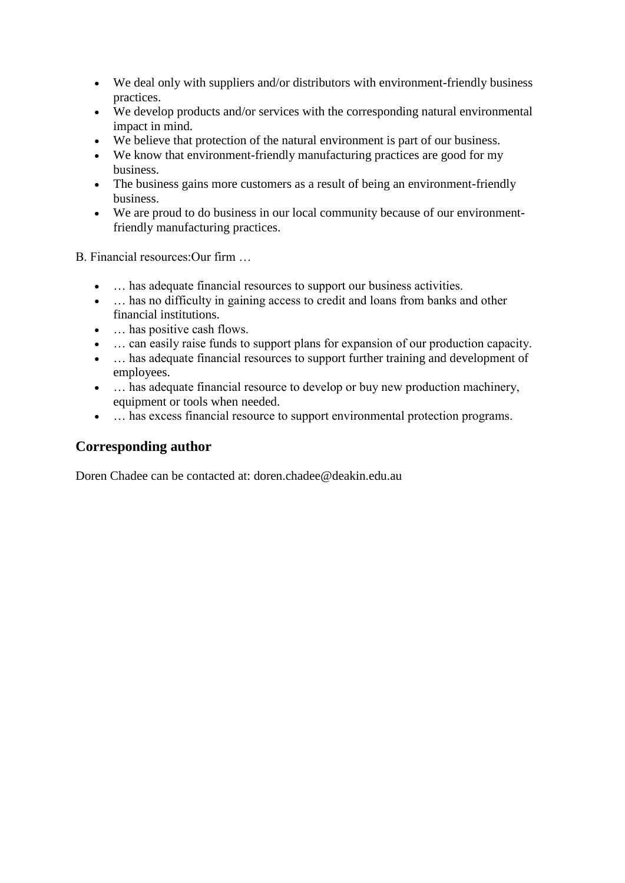- We deal only with suppliers and/or distributors with environment-friendly business practices.
- We develop products and/or services with the corresponding natural environmental impact in mind.
- We believe that protection of the natural environment is part of our business.
- We know that environment-friendly manufacturing practices are good for my business.
- The business gains more customers as a result of being an environment-friendly business.
- We are proud to do business in our local community because of our environment-friendly manufacturing practices.

B. Financial resources:Our firm …

- … has adequate financial resources to support our business activities.
- … has no difficulty in gaining access to credit and loans from banks and other financial institutions.
- … has positive cash flows.
- … can easily raise funds to support plans for expansion of our production capacity.
- … has adequate financial resources to support further training and development of employees.
- … has adequate financial resource to develop or buy new production machinery, equipment or tools when needed.
- … has excess financial resource to support environmental protection programs.

## Corresponding author

Doren Chadee can be contacted at: doren.chadee@deakin.edu.au